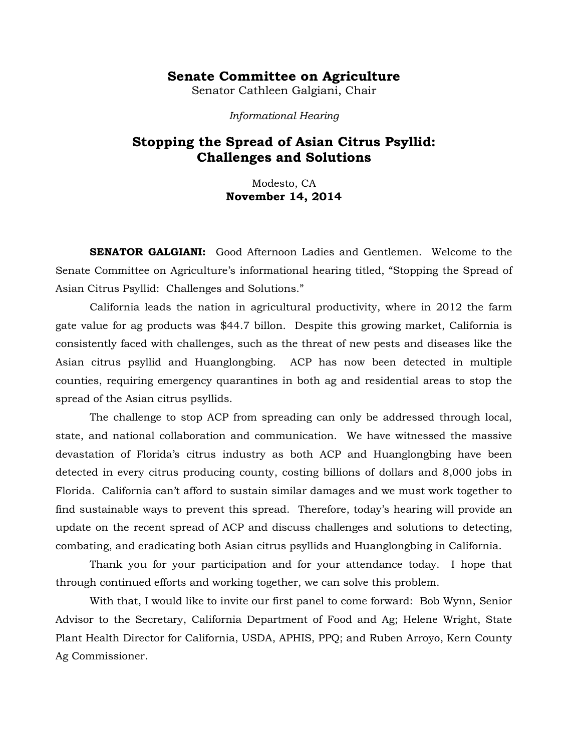# Senate Committee on Agriculture

Senator Cathleen Galgiani, Chair

*Informational Hearing*

## Stopping the Spread of Asian Citrus Psyllid: Challenges and Solutions

Modesto, CA
**November 14, 2014**

**SENATOR GALGIANI:** Good Afternoon Ladies and Gentlemen. Welcome to the Senate Committee on Agriculture's informational hearing titled, "Stopping the Spread of Asian Citrus Psyllid: Challenges and Solutions."

California leads the nation in agricultural productivity, where in 2012 the farm gate value for ag products was $44.7 billon. Despite this growing market, California is consistently faced with challenges, such as the threat of new pests and diseases like the Asian citrus psyllid and Huanglongbing. ACP has now been detected in multiple counties, requiring emergency quarantines in both ag and residential areas to stop the spread of the Asian citrus psyllids.

The challenge to stop ACP from spreading can only be addressed through local, state, and national collaboration and communication. We have witnessed the massive devastation of Florida's citrus industry as both ACP and Huanglongbing have been detected in every citrus producing county, costing billions of dollars and 8,000 jobs in Florida. California can't afford to sustain similar damages and we must work together to find sustainable ways to prevent this spread. Therefore, today's hearing will provide an update on the recent spread of ACP and discuss challenges and solutions to detecting, combating, and eradicating both Asian citrus psyllids and Huanglongbing in California.

Thank you for your participation and for your attendance today. I hope that through continued efforts and working together, we can solve this problem.

With that, I would like to invite our first panel to come forward: Bob Wynn, Senior Advisor to the Secretary, California Department of Food and Ag; Helene Wright, State Plant Health Director for California, USDA, APHIS, PPQ; and Ruben Arroyo, Kern County Ag Commissioner.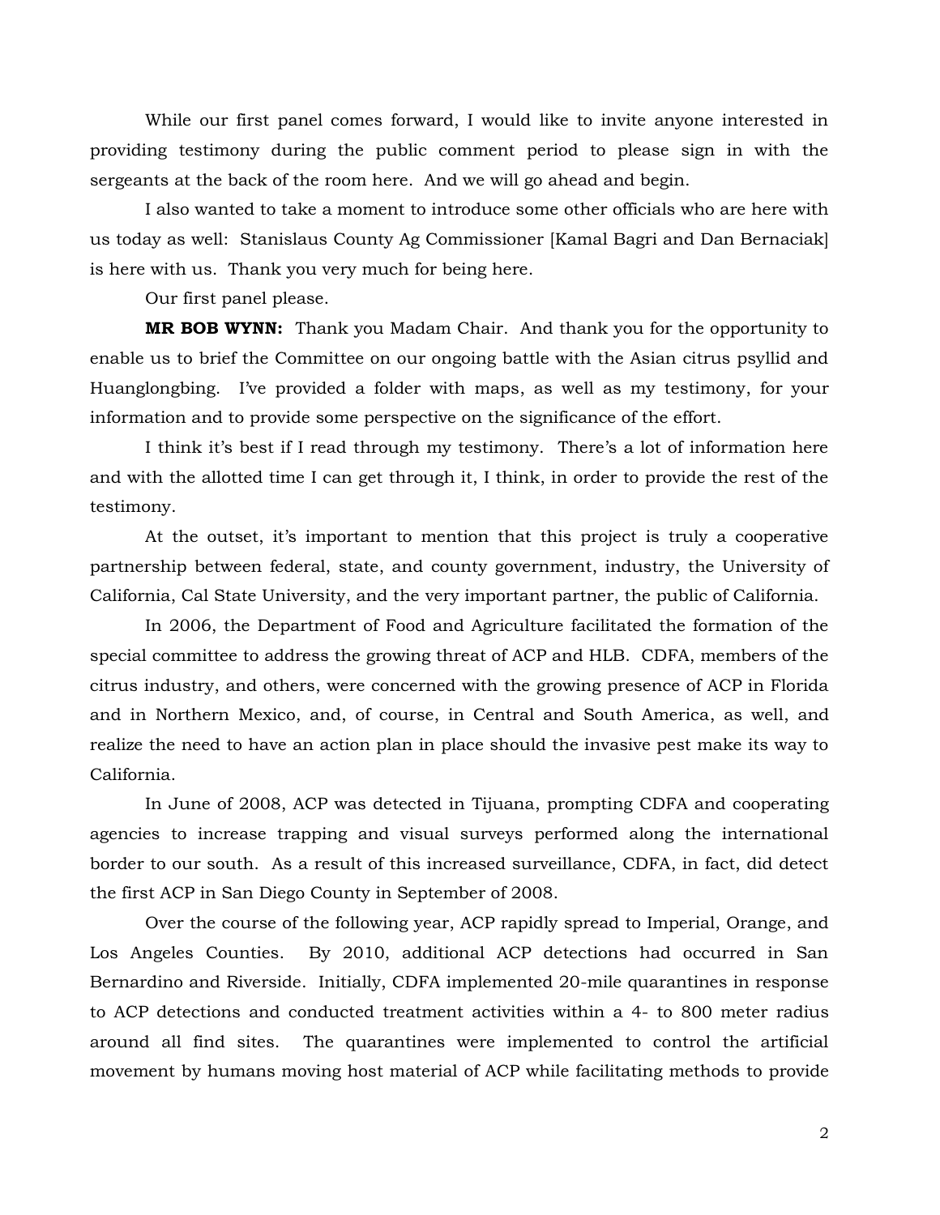While our first panel comes forward, I would like to invite anyone interested in providing testimony during the public comment period to please sign in with the sergeants at the back of the room here. And we will go ahead and begin.

I also wanted to take a moment to introduce some other officials who are here with us today as well: Stanislaus County Ag Commissioner [Kamal Bagri and Dan Bernaciak] is here with us. Thank you very much for being here.

Our first panel please.

**MR BOB WYNN:** Thank you Madam Chair. And thank you for the opportunity to enable us to brief the Committee on our ongoing battle with the Asian citrus psyllid and Huanglongbing. I've provided a folder with maps, as well as my testimony, for your information and to provide some perspective on the significance of the effort.

I think it's best if I read through my testimony. There's a lot of information here and with the allotted time I can get through it, I think, in order to provide the rest of the testimony.

At the outset, it's important to mention that this project is truly a cooperative partnership between federal, state, and county government, industry, the University of California, Cal State University, and the very important partner, the public of California.

In 2006, the Department of Food and Agriculture facilitated the formation of the special committee to address the growing threat of ACP and HLB. CDFA, members of the citrus industry, and others, were concerned with the growing presence of ACP in Florida and in Northern Mexico, and, of course, in Central and South America, as well, and realize the need to have an action plan in place should the invasive pest make its way to California.

In June of 2008, ACP was detected in Tijuana, prompting CDFA and cooperating agencies to increase trapping and visual surveys performed along the international border to our south. As a result of this increased surveillance, CDFA, in fact, did detect the first ACP in San Diego County in September of 2008.

Over the course of the following year, ACP rapidly spread to Imperial, Orange, and Los Angeles Counties. By 2010, additional ACP detections had occurred in San Bernardino and Riverside. Initially, CDFA implemented 20-mile quarantines in response to ACP detections and conducted treatment activities within a 4- to 800 meter radius around all find sites. The quarantines were implemented to control the artificial movement by humans moving host material of ACP while facilitating methods to provide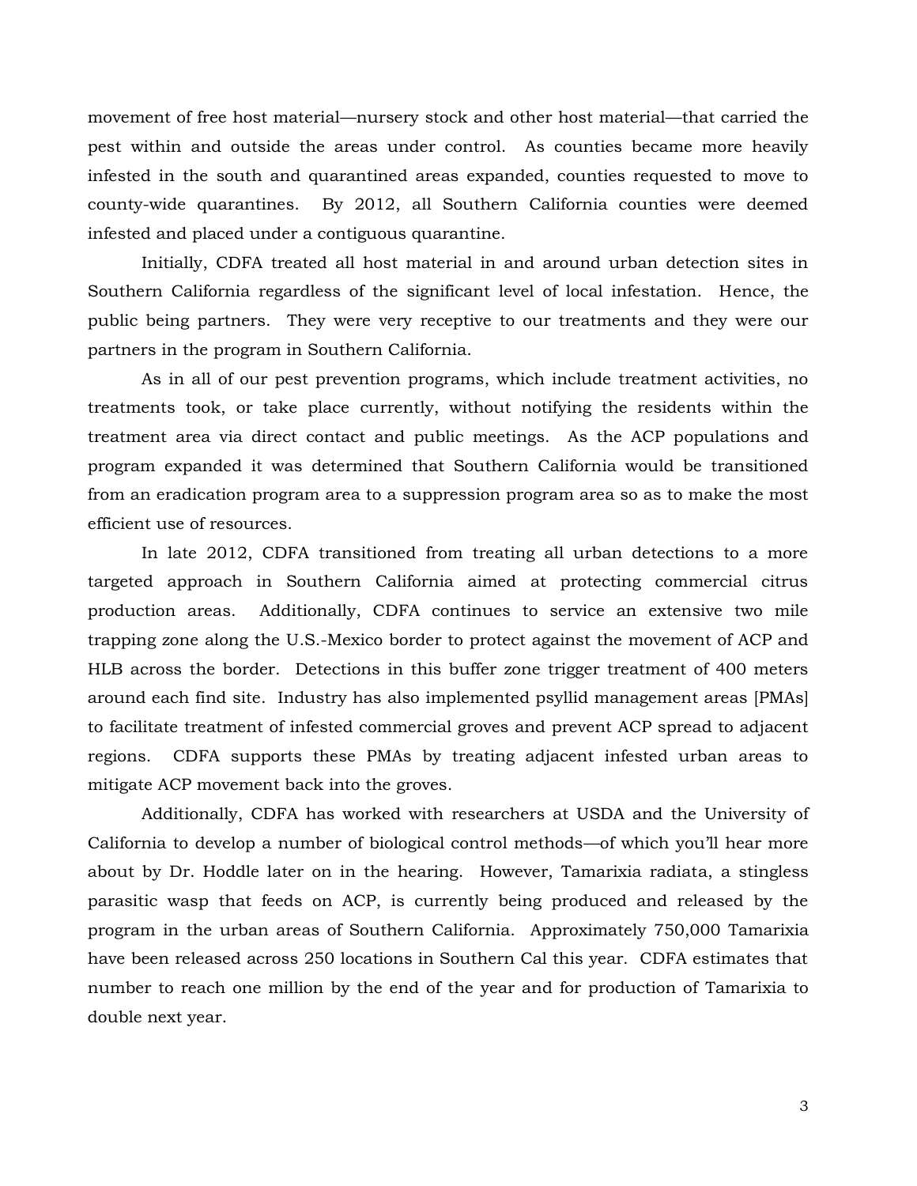movement of free host material—nursery stock and other host material—that carried the pest within and outside the areas under control. As counties became more heavily infested in the south and quarantined areas expanded, counties requested to move to county-wide quarantines. By 2012, all Southern California counties were deemed infested and placed under a contiguous quarantine.

Initially, CDFA treated all host material in and around urban detection sites in Southern California regardless of the significant level of local infestation. Hence, the public being partners. They were very receptive to our treatments and they were our partners in the program in Southern California.

As in all of our pest prevention programs, which include treatment activities, no treatments took, or take place currently, without notifying the residents within the treatment area via direct contact and public meetings. As the ACP populations and program expanded it was determined that Southern California would be transitioned from an eradication program area to a suppression program area so as to make the most efficient use of resources.

In late 2012, CDFA transitioned from treating all urban detections to a more targeted approach in Southern California aimed at protecting commercial citrus production areas. Additionally, CDFA continues to service an extensive two mile trapping zone along the U.S.-Mexico border to protect against the movement of ACP and HLB across the border. Detections in this buffer zone trigger treatment of 400 meters around each find site. Industry has also implemented psyllid management areas [PMAs] to facilitate treatment of infested commercial groves and prevent ACP spread to adjacent regions. CDFA supports these PMAs by treating adjacent infested urban areas to mitigate ACP movement back into the groves.

Additionally, CDFA has worked with researchers at USDA and the University of California to develop a number of biological control methods—of which you'll hear more about by Dr. Hoddle later on in the hearing. However, Tamarixia radiata, a stingless parasitic wasp that feeds on ACP, is currently being produced and released by the program in the urban areas of Southern California. Approximately 750,000 Tamarixia have been released across 250 locations in Southern Cal this year. CDFA estimates that number to reach one million by the end of the year and for production of Tamarixia to double next year.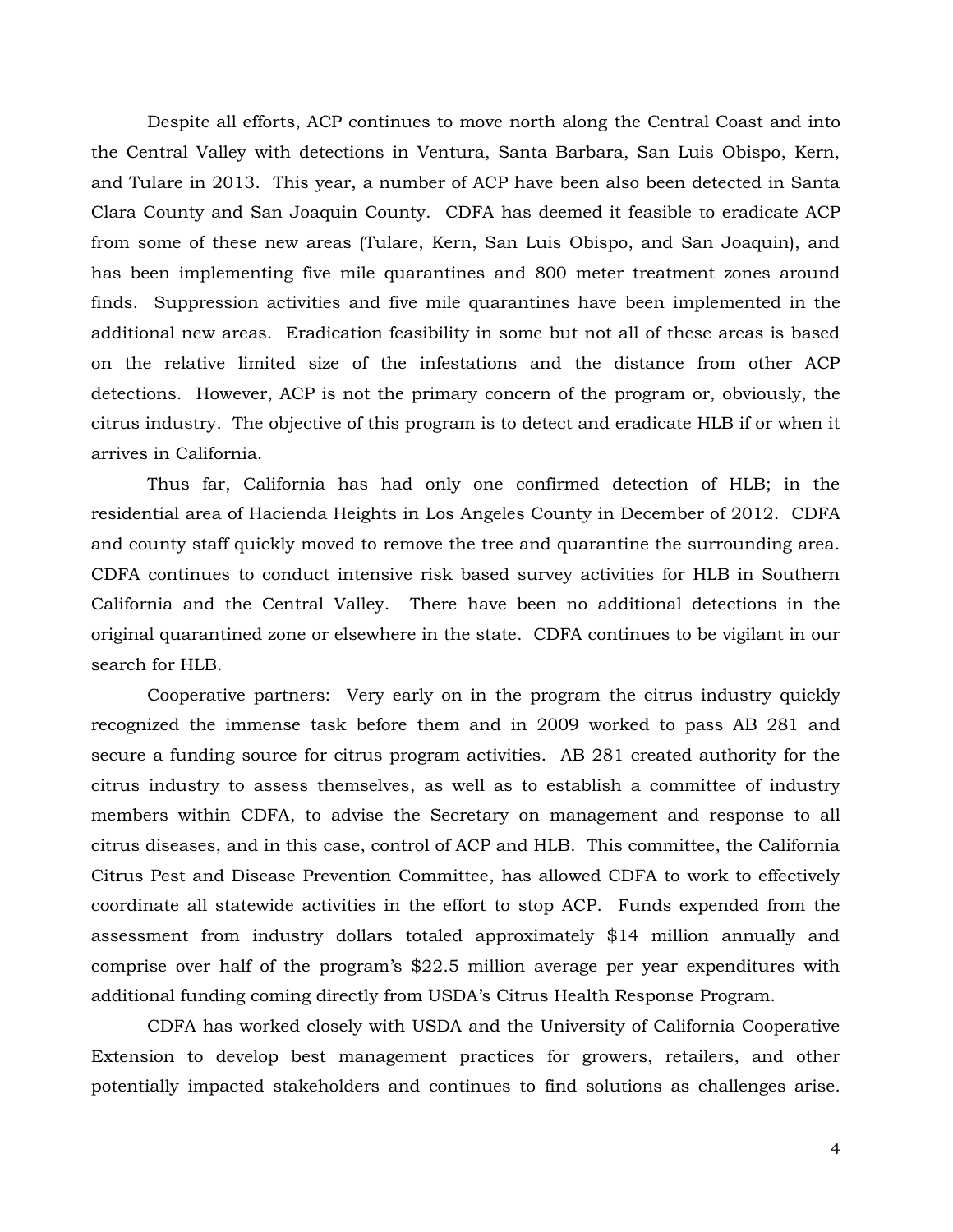Despite all efforts, ACP continues to move north along the Central Coast and into the Central Valley with detections in Ventura, Santa Barbara, San Luis Obispo, Kern, and Tulare in 2013. This year, a number of ACP have been also been detected in Santa Clara County and San Joaquin County. CDFA has deemed it feasible to eradicate ACP from some of these new areas (Tulare, Kern, San Luis Obispo, and San Joaquin), and has been implementing five mile quarantines and 800 meter treatment zones around finds. Suppression activities and five mile quarantines have been implemented in the additional new areas. Eradication feasibility in some but not all of these areas is based on the relative limited size of the infestations and the distance from other ACP detections. However, ACP is not the primary concern of the program or, obviously, the citrus industry. The objective of this program is to detect and eradicate HLB if or when it arrives in California.

Thus far, California has had only one confirmed detection of HLB; in the residential area of Hacienda Heights in Los Angeles County in December of 2012. CDFA and county staff quickly moved to remove the tree and quarantine the surrounding area. CDFA continues to conduct intensive risk based survey activities for HLB in Southern California and the Central Valley. There have been no additional detections in the original quarantined zone or elsewhere in the state. CDFA continues to be vigilant in our search for HLB.

Cooperative partners: Very early on in the program the citrus industry quickly recognized the immense task before them and in 2009 worked to pass AB 281 and secure a funding source for citrus program activities. AB 281 created authority for the citrus industry to assess themselves, as well as to establish a committee of industry members within CDFA, to advise the Secretary on management and response to all citrus diseases, and in this case, control of ACP and HLB. This committee, the California Citrus Pest and Disease Prevention Committee, has allowed CDFA to work to effectively coordinate all statewide activities in the effort to stop ACP. Funds expended from the assessment from industry dollars totaled approximately $14 million annually and comprise over half of the program's $22.5 million average per year expenditures with additional funding coming directly from USDA's Citrus Health Response Program.

CDFA has worked closely with USDA and the University of California Cooperative Extension to develop best management practices for growers, retailers, and other potentially impacted stakeholders and continues to find solutions as challenges arise.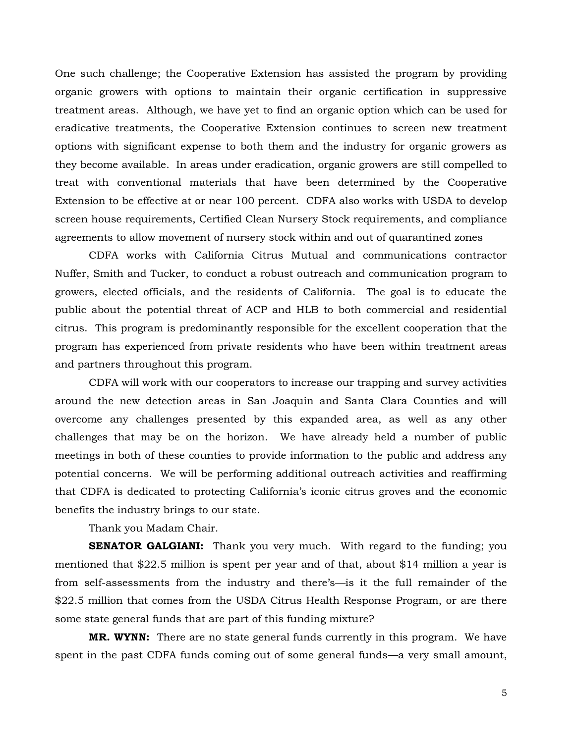One such challenge; the Cooperative Extension has assisted the program by providing organic growers with options to maintain their organic certification in suppressive treatment areas. Although, we have yet to find an organic option which can be used for eradicative treatments, the Cooperative Extension continues to screen new treatment options with significant expense to both them and the industry for organic growers as they become available. In areas under eradication, organic growers are still compelled to treat with conventional materials that have been determined by the Cooperative Extension to be effective at or near 100 percent. CDFA also works with USDA to develop screen house requirements, Certified Clean Nursery Stock requirements, and compliance agreements to allow movement of nursery stock within and out of quarantined zones

CDFA works with California Citrus Mutual and communications contractor Nuffer, Smith and Tucker, to conduct a robust outreach and communication program to growers, elected officials, and the residents of California. The goal is to educate the public about the potential threat of ACP and HLB to both commercial and residential citrus. This program is predominantly responsible for the excellent cooperation that the program has experienced from private residents who have been within treatment areas and partners throughout this program.

CDFA will work with our cooperators to increase our trapping and survey activities around the new detection areas in San Joaquin and Santa Clara Counties and will overcome any challenges presented by this expanded area, as well as any other challenges that may be on the horizon. We have already held a number of public meetings in both of these counties to provide information to the public and address any potential concerns. We will be performing additional outreach activities and reaffirming that CDFA is dedicated to protecting California's iconic citrus groves and the economic benefits the industry brings to our state.

Thank you Madam Chair.

**SENATOR GALGIANI:** Thank you very much. With regard to the funding; you mentioned that $22.5 million is spent per year and of that, about $14 million a year is from self-assessments from the industry and there's—is it the full remainder of the $22.5 million that comes from the USDA Citrus Health Response Program, or are there some state general funds that are part of this funding mixture?

**MR. WYNN:** There are no state general funds currently in this program. We have spent in the past CDFA funds coming out of some general funds—a very small amount,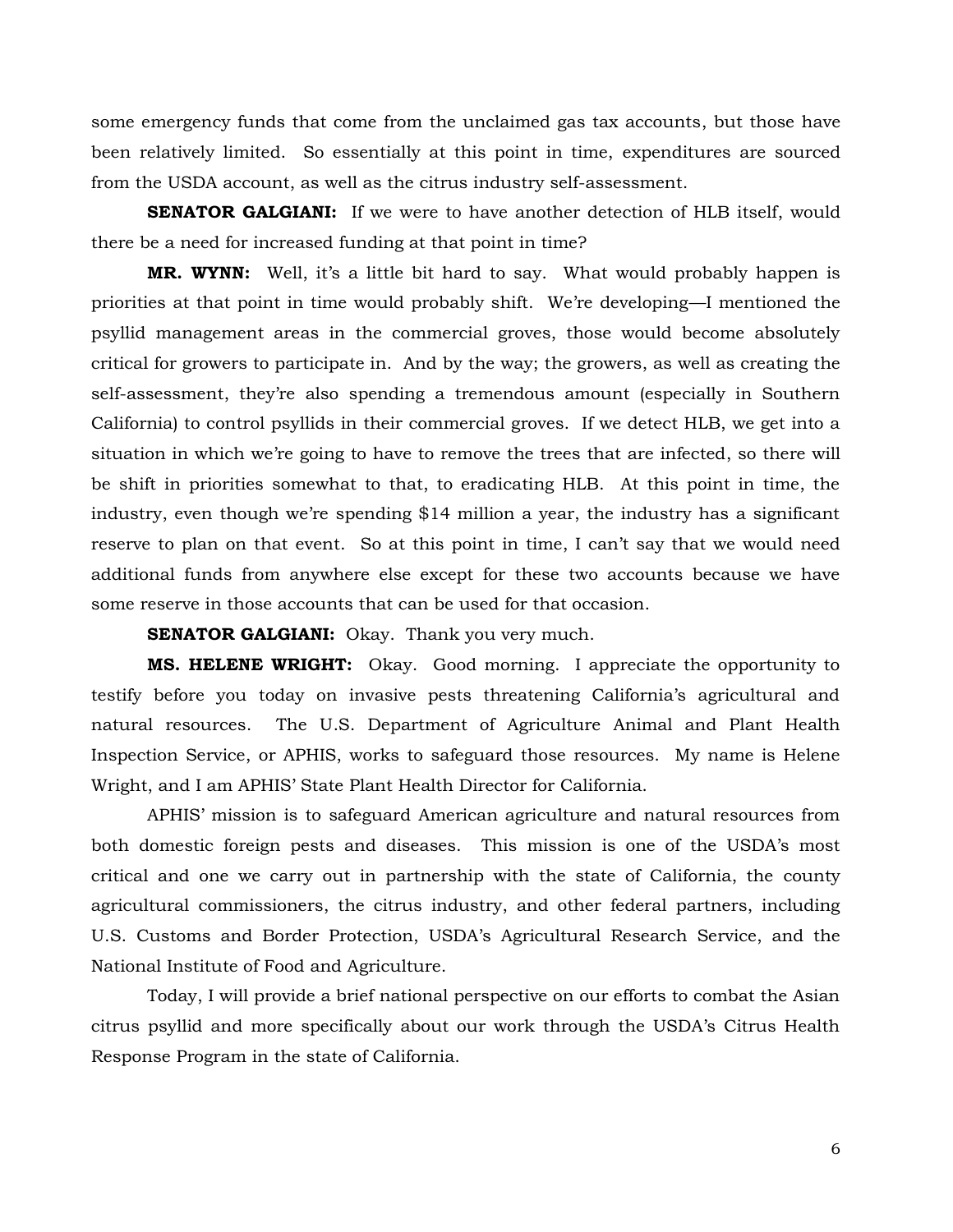some emergency funds that come from the unclaimed gas tax accounts, but those have been relatively limited. So essentially at this point in time, expenditures are sourced from the USDA account, as well as the citrus industry self-assessment.

**SENATOR GALGIANI:** If we were to have another detection of HLB itself, would there be a need for increased funding at that point in time?

**MR. WYNN:** Well, it's a little bit hard to say. What would probably happen is priorities at that point in time would probably shift. We're developing—I mentioned the psyllid management areas in the commercial groves, those would become absolutely critical for growers to participate in. And by the way; the growers, as well as creating the self-assessment, they're also spending a tremendous amount (especially in Southern California) to control psyllids in their commercial groves. If we detect HLB, we get into a situation in which we're going to have to remove the trees that are infected, so there will be shift in priorities somewhat to that, to eradicating HLB. At this point in time, the industry, even though we're spending $14 million a year, the industry has a significant reserve to plan on that event. So at this point in time, I can't say that we would need additional funds from anywhere else except for these two accounts because we have some reserve in those accounts that can be used for that occasion.

**SENATOR GALGIANI:** Okay. Thank you very much.

**MS. HELENE WRIGHT:** Okay. Good morning. I appreciate the opportunity to testify before you today on invasive pests threatening California's agricultural and natural resources. The U.S. Department of Agriculture Animal and Plant Health Inspection Service, or APHIS, works to safeguard those resources. My name is Helene Wright, and I am APHIS' State Plant Health Director for California.

APHIS' mission is to safeguard American agriculture and natural resources from both domestic foreign pests and diseases. This mission is one of the USDA's most critical and one we carry out in partnership with the state of California, the county agricultural commissioners, the citrus industry, and other federal partners, including U.S. Customs and Border Protection, USDA's Agricultural Research Service, and the National Institute of Food and Agriculture.

Today, I will provide a brief national perspective on our efforts to combat the Asian citrus psyllid and more specifically about our work through the USDA's Citrus Health Response Program in the state of California.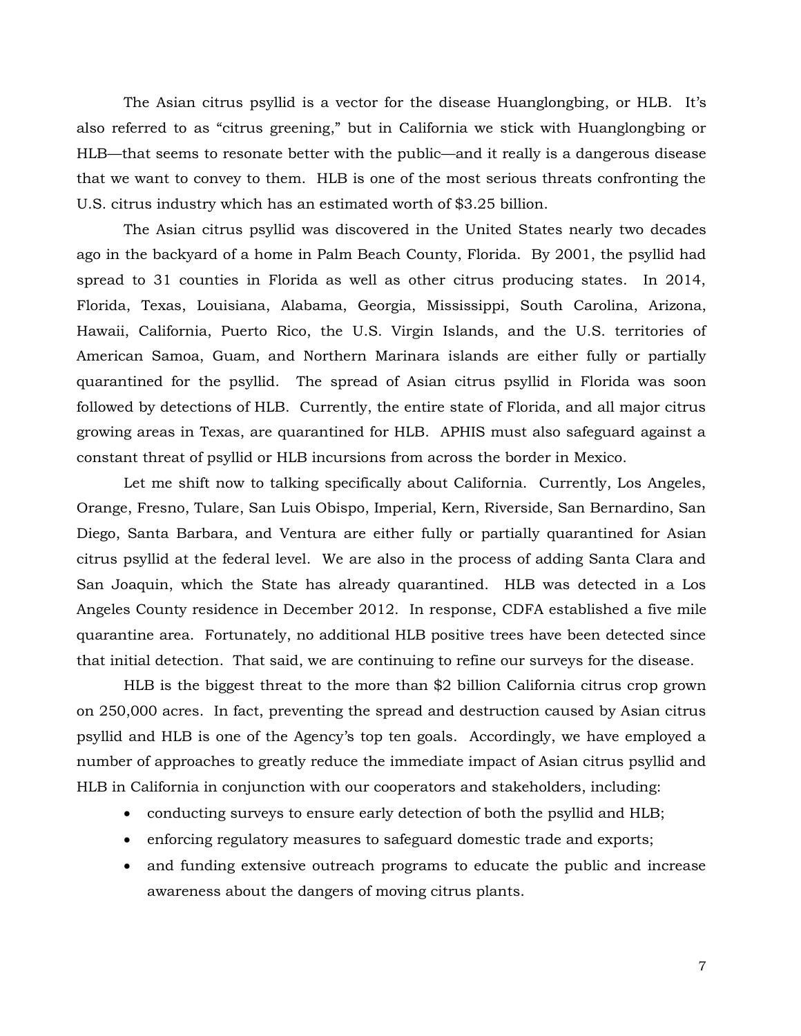The Asian citrus psyllid is a vector for the disease Huanglongbing, or HLB. It's also referred to as "citrus greening," but in California we stick with Huanglongbing or HLB—that seems to resonate better with the public—and it really is a dangerous disease that we want to convey to them. HLB is one of the most serious threats confronting the U.S. citrus industry which has an estimated worth of $3.25 billion.

The Asian citrus psyllid was discovered in the United States nearly two decades ago in the backyard of a home in Palm Beach County, Florida. By 2001, the psyllid had spread to 31 counties in Florida as well as other citrus producing states. In 2014, Florida, Texas, Louisiana, Alabama, Georgia, Mississippi, South Carolina, Arizona, Hawaii, California, Puerto Rico, the U.S. Virgin Islands, and the U.S. territories of American Samoa, Guam, and Northern Marinara islands are either fully or partially quarantined for the psyllid. The spread of Asian citrus psyllid in Florida was soon followed by detections of HLB. Currently, the entire state of Florida, and all major citrus growing areas in Texas, are quarantined for HLB. APHIS must also safeguard against a constant threat of psyllid or HLB incursions from across the border in Mexico.

Let me shift now to talking specifically about California. Currently, Los Angeles, Orange, Fresno, Tulare, San Luis Obispo, Imperial, Kern, Riverside, San Bernardino, San Diego, Santa Barbara, and Ventura are either fully or partially quarantined for Asian citrus psyllid at the federal level. We are also in the process of adding Santa Clara and San Joaquin, which the State has already quarantined. HLB was detected in a Los Angeles County residence in December 2012. In response, CDFA established a five mile quarantine area. Fortunately, no additional HLB positive trees have been detected since that initial detection. That said, we are continuing to refine our surveys for the disease.

HLB is the biggest threat to the more than $2 billion California citrus crop grown on 250,000 acres. In fact, preventing the spread and destruction caused by Asian citrus psyllid and HLB is one of the Agency's top ten goals. Accordingly, we have employed a number of approaches to greatly reduce the immediate impact of Asian citrus psyllid and HLB in California in conjunction with our cooperators and stakeholders, including:

- conducting surveys to ensure early detection of both the psyllid and HLB;
- enforcing regulatory measures to safeguard domestic trade and exports;
- and funding extensive outreach programs to educate the public and increase awareness about the dangers of moving citrus plants.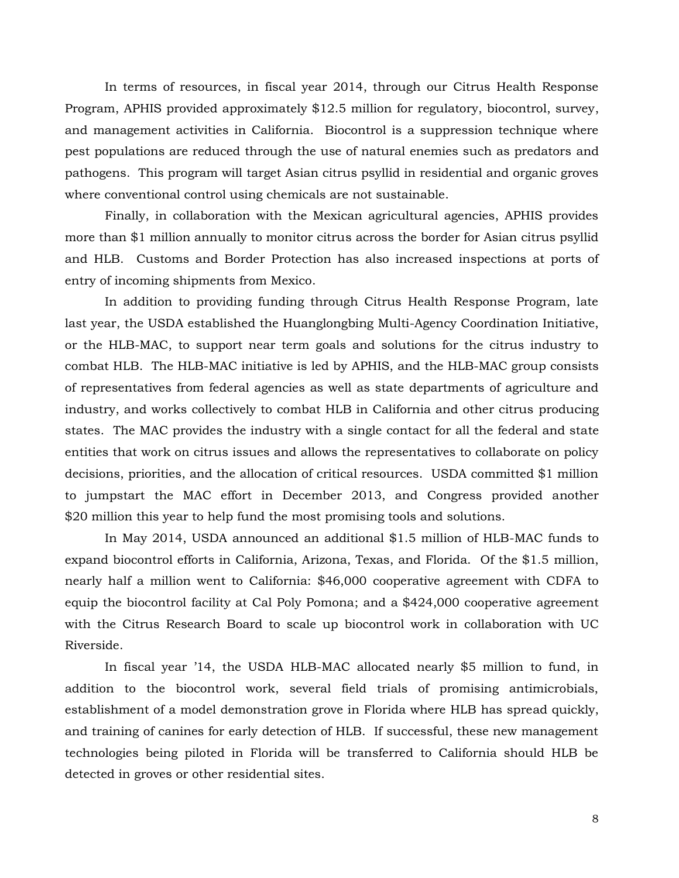In terms of resources, in fiscal year 2014, through our Citrus Health Response Program, APHIS provided approximately $12.5 million for regulatory, biocontrol, survey, and management activities in California. Biocontrol is a suppression technique where pest populations are reduced through the use of natural enemies such as predators and pathogens. This program will target Asian citrus psyllid in residential and organic groves where conventional control using chemicals are not sustainable.

Finally, in collaboration with the Mexican agricultural agencies, APHIS provides more than $1 million annually to monitor citrus across the border for Asian citrus psyllid and HLB. Customs and Border Protection has also increased inspections at ports of entry of incoming shipments from Mexico.

In addition to providing funding through Citrus Health Response Program, late last year, the USDA established the Huanglongbing Multi-Agency Coordination Initiative, or the HLB-MAC, to support near term goals and solutions for the citrus industry to combat HLB. The HLB-MAC initiative is led by APHIS, and the HLB-MAC group consists of representatives from federal agencies as well as state departments of agriculture and industry, and works collectively to combat HLB in California and other citrus producing states. The MAC provides the industry with a single contact for all the federal and state entities that work on citrus issues and allows the representatives to collaborate on policy decisions, priorities, and the allocation of critical resources. USDA committed $1 million to jumpstart the MAC effort in December 2013, and Congress provided another $20 million this year to help fund the most promising tools and solutions.

In May 2014, USDA announced an additional $1.5 million of HLB-MAC funds to expand biocontrol efforts in California, Arizona, Texas, and Florida. Of the $1.5 million, nearly half a million went to California: $46,000 cooperative agreement with CDFA to equip the biocontrol facility at Cal Poly Pomona; and a $424,000 cooperative agreement with the Citrus Research Board to scale up biocontrol work in collaboration with UC Riverside.

In fiscal year '14, the USDA HLB-MAC allocated nearly $5 million to fund, in addition to the biocontrol work, several field trials of promising antimicrobials, establishment of a model demonstration grove in Florida where HLB has spread quickly, and training of canines for early detection of HLB. If successful, these new management technologies being piloted in Florida will be transferred to California should HLB be detected in groves or other residential sites.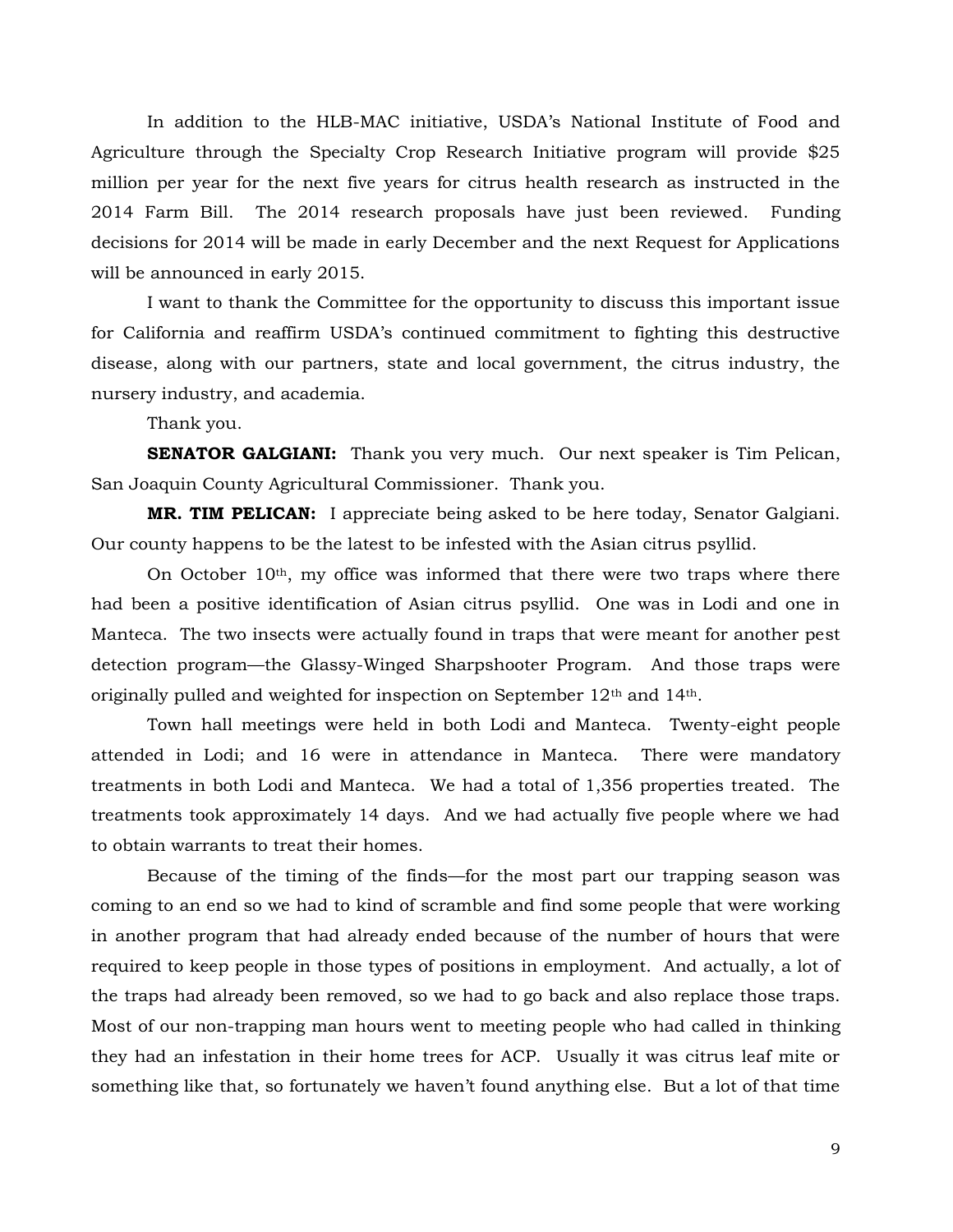In addition to the HLB-MAC initiative, USDA's National Institute of Food and Agriculture through the Specialty Crop Research Initiative program will provide $25 million per year for the next five years for citrus health research as instructed in the 2014 Farm Bill. The 2014 research proposals have just been reviewed. Funding decisions for 2014 will be made in early December and the next Request for Applications will be announced in early 2015.

I want to thank the Committee for the opportunity to discuss this important issue for California and reaffirm USDA's continued commitment to fighting this destructive disease, along with our partners, state and local government, the citrus industry, the nursery industry, and academia.

Thank you.

**SENATOR GALGIANI:** Thank you very much. Our next speaker is Tim Pelican, San Joaquin County Agricultural Commissioner. Thank you.

**MR. TIM PELICAN:** I appreciate being asked to be here today, Senator Galgiani. Our county happens to be the latest to be infested with the Asian citrus psyllid.

On October 10th, my office was informed that there were two traps where there had been a positive identification of Asian citrus psyllid. One was in Lodi and one in Manteca. The two insects were actually found in traps that were meant for another pest detection program—the Glassy-Winged Sharpshooter Program. And those traps were originally pulled and weighted for inspection on September 12th and 14th.

Town hall meetings were held in both Lodi and Manteca. Twenty-eight people attended in Lodi; and 16 were in attendance in Manteca. There were mandatory treatments in both Lodi and Manteca. We had a total of 1,356 properties treated. The treatments took approximately 14 days. And we had actually five people where we had to obtain warrants to treat their homes.

Because of the timing of the finds—for the most part our trapping season was coming to an end so we had to kind of scramble and find some people that were working in another program that had already ended because of the number of hours that were required to keep people in those types of positions in employment. And actually, a lot of the traps had already been removed, so we had to go back and also replace those traps. Most of our non-trapping man hours went to meeting people who had called in thinking they had an infestation in their home trees for ACP. Usually it was citrus leaf mite or something like that, so fortunately we haven't found anything else. But a lot of that time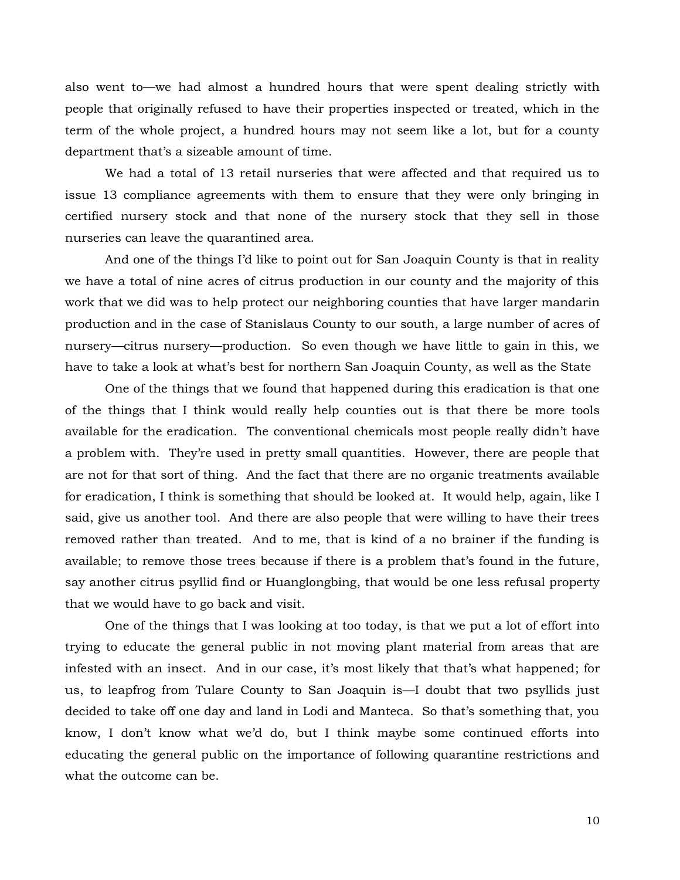also went to—we had almost a hundred hours that were spent dealing strictly with people that originally refused to have their properties inspected or treated, which in the term of the whole project, a hundred hours may not seem like a lot, but for a county department that's a sizeable amount of time.

We had a total of 13 retail nurseries that were affected and that required us to issue 13 compliance agreements with them to ensure that they were only bringing in certified nursery stock and that none of the nursery stock that they sell in those nurseries can leave the quarantined area.

And one of the things I'd like to point out for San Joaquin County is that in reality we have a total of nine acres of citrus production in our county and the majority of this work that we did was to help protect our neighboring counties that have larger mandarin production and in the case of Stanislaus County to our south, a large number of acres of nursery—citrus nursery—production. So even though we have little to gain in this, we have to take a look at what's best for northern San Joaquin County, as well as the State

One of the things that we found that happened during this eradication is that one of the things that I think would really help counties out is that there be more tools available for the eradication. The conventional chemicals most people really didn't have a problem with. They're used in pretty small quantities. However, there are people that are not for that sort of thing. And the fact that there are no organic treatments available for eradication, I think is something that should be looked at. It would help, again, like I said, give us another tool. And there are also people that were willing to have their trees removed rather than treated. And to me, that is kind of a no brainer if the funding is available; to remove those trees because if there is a problem that's found in the future, say another citrus psyllid find or Huanglongbing, that would be one less refusal property that we would have to go back and visit.

One of the things that I was looking at too today, is that we put a lot of effort into trying to educate the general public in not moving plant material from areas that are infested with an insect. And in our case, it's most likely that that's what happened; for us, to leapfrog from Tulare County to San Joaquin is—I doubt that two psyllids just decided to take off one day and land in Lodi and Manteca. So that's something that, you know, I don't know what we'd do, but I think maybe some continued efforts into educating the general public on the importance of following quarantine restrictions and what the outcome can be.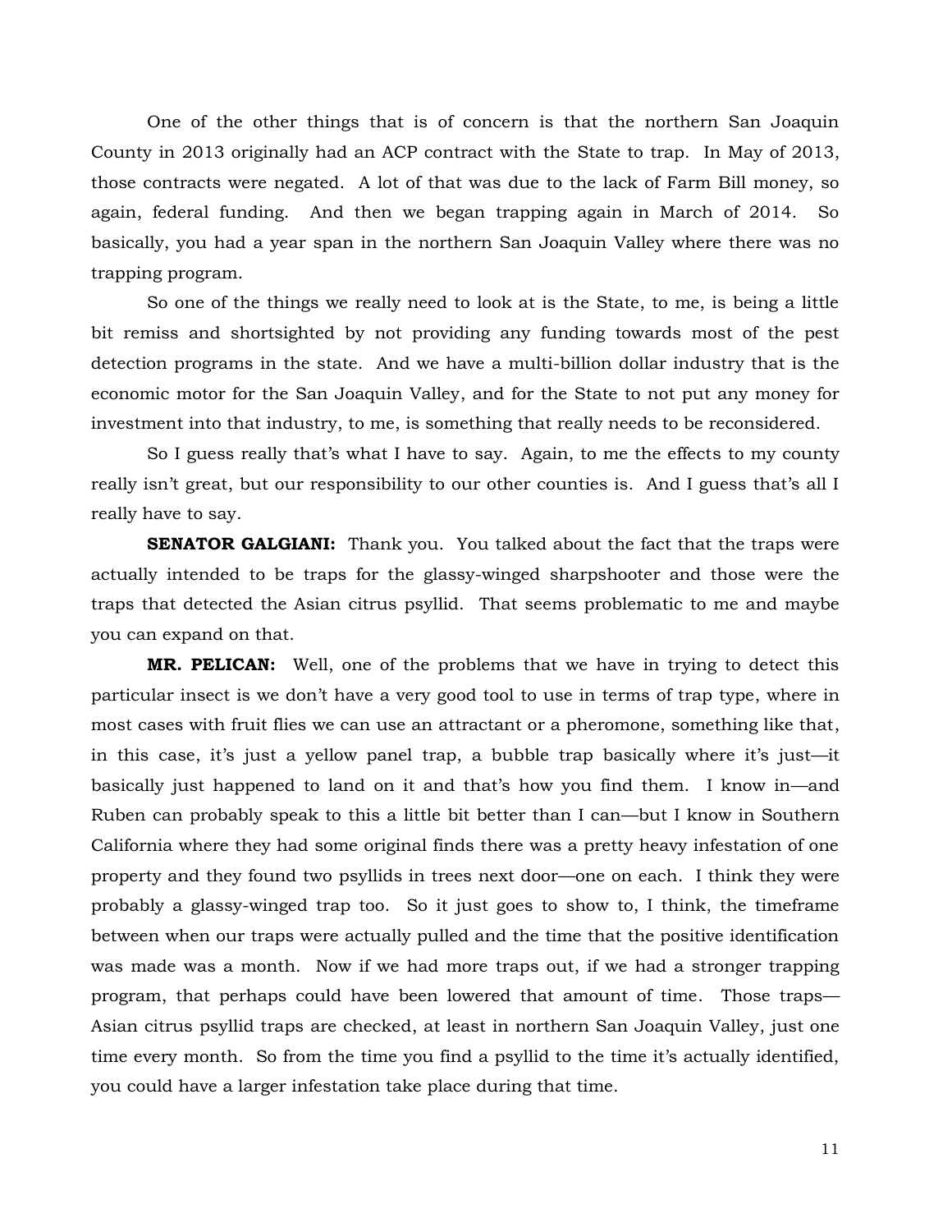One of the other things that is of concern is that the northern San Joaquin County in 2013 originally had an ACP contract with the State to trap. In May of 2013, those contracts were negated. A lot of that was due to the lack of Farm Bill money, so again, federal funding. And then we began trapping again in March of 2014. So basically, you had a year span in the northern San Joaquin Valley where there was no trapping program.

So one of the things we really need to look at is the State, to me, is being a little bit remiss and shortsighted by not providing any funding towards most of the pest detection programs in the state. And we have a multi-billion dollar industry that is the economic motor for the San Joaquin Valley, and for the State to not put any money for investment into that industry, to me, is something that really needs to be reconsidered.

So I guess really that's what I have to say. Again, to me the effects to my county really isn't great, but our responsibility to our other counties is. And I guess that's all I really have to say.

**SENATOR GALGIANI:** Thank you. You talked about the fact that the traps were actually intended to be traps for the glassy-winged sharpshooter and those were the traps that detected the Asian citrus psyllid. That seems problematic to me and maybe you can expand on that.

**MR. PELICAN:** Well, one of the problems that we have in trying to detect this particular insect is we don't have a very good tool to use in terms of trap type, where in most cases with fruit flies we can use an attractant or a pheromone, something like that, in this case, it's just a yellow panel trap, a bubble trap basically where it's just—it basically just happened to land on it and that's how you find them. I know in—and Ruben can probably speak to this a little bit better than I can—but I know in Southern California where they had some original finds there was a pretty heavy infestation of one property and they found two psyllids in trees next door—one on each. I think they were probably a glassy-winged trap too. So it just goes to show to, I think, the timeframe between when our traps were actually pulled and the time that the positive identification was made was a month. Now if we had more traps out, if we had a stronger trapping program, that perhaps could have been lowered that amount of time. Those traps—Asian citrus psyllid traps are checked, at least in northern San Joaquin Valley, just one time every month. So from the time you find a psyllid to the time it's actually identified, you could have a larger infestation take place during that time.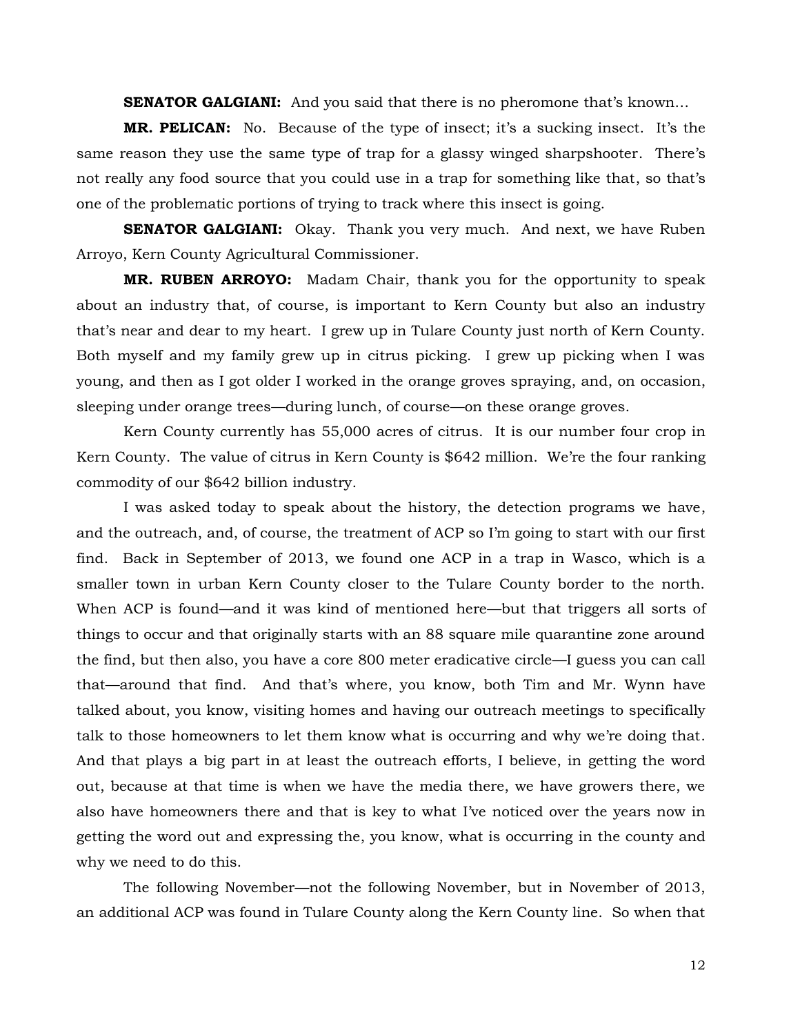**SENATOR GALGIANI:** And you said that there is no pheromone that's known…

**MR. PELICAN:** No. Because of the type of insect; it's a sucking insect. It's the same reason they use the same type of trap for a glassy winged sharpshooter. There's not really any food source that you could use in a trap for something like that, so that's one of the problematic portions of trying to track where this insect is going.

**SENATOR GALGIANI:** Okay. Thank you very much. And next, we have Ruben Arroyo, Kern County Agricultural Commissioner.

**MR. RUBEN ARROYO:** Madam Chair, thank you for the opportunity to speak about an industry that, of course, is important to Kern County but also an industry that's near and dear to my heart. I grew up in Tulare County just north of Kern County. Both myself and my family grew up in citrus picking. I grew up picking when I was young, and then as I got older I worked in the orange groves spraying, and, on occasion, sleeping under orange trees—during lunch, of course—on these orange groves.

Kern County currently has 55,000 acres of citrus. It is our number four crop in Kern County. The value of citrus in Kern County is $642 million. We're the four ranking commodity of our $642 billion industry.

I was asked today to speak about the history, the detection programs we have, and the outreach, and, of course, the treatment of ACP so I'm going to start with our first find. Back in September of 2013, we found one ACP in a trap in Wasco, which is a smaller town in urban Kern County closer to the Tulare County border to the north. When ACP is found—and it was kind of mentioned here—but that triggers all sorts of things to occur and that originally starts with an 88 square mile quarantine zone around the find, but then also, you have a core 800 meter eradicative circle—I guess you can call that—around that find. And that's where, you know, both Tim and Mr. Wynn have talked about, you know, visiting homes and having our outreach meetings to specifically talk to those homeowners to let them know what is occurring and why we're doing that. And that plays a big part in at least the outreach efforts, I believe, in getting the word out, because at that time is when we have the media there, we have growers there, we also have homeowners there and that is key to what I've noticed over the years now in getting the word out and expressing the, you know, what is occurring in the county and why we need to do this.

The following November—not the following November, but in November of 2013, an additional ACP was found in Tulare County along the Kern County line. So when that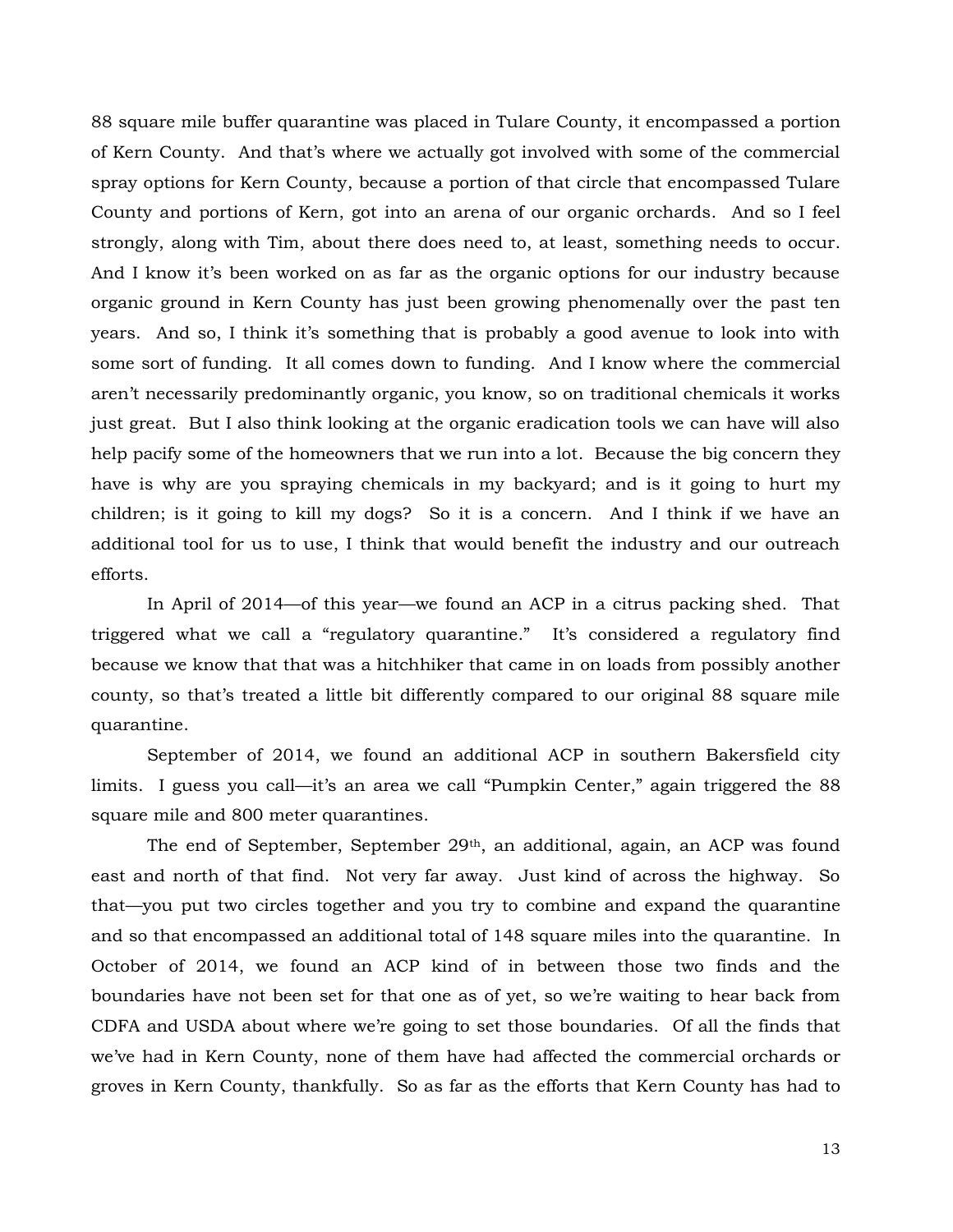88 square mile buffer quarantine was placed in Tulare County, it encompassed a portion of Kern County. And that's where we actually got involved with some of the commercial spray options for Kern County, because a portion of that circle that encompassed Tulare County and portions of Kern, got into an arena of our organic orchards. And so I feel strongly, along with Tim, about there does need to, at least, something needs to occur. And I know it's been worked on as far as the organic options for our industry because organic ground in Kern County has just been growing phenomenally over the past ten years. And so, I think it's something that is probably a good avenue to look into with some sort of funding. It all comes down to funding. And I know where the commercial aren't necessarily predominantly organic, you know, so on traditional chemicals it works just great. But I also think looking at the organic eradication tools we can have will also help pacify some of the homeowners that we run into a lot. Because the big concern they have is why are you spraying chemicals in my backyard; and is it going to hurt my children; is it going to kill my dogs? So it is a concern. And I think if we have an additional tool for us to use, I think that would benefit the industry and our outreach efforts.

In April of 2014—of this year—we found an ACP in a citrus packing shed. That triggered what we call a "regulatory quarantine." It's considered a regulatory find because we know that that was a hitchhiker that came in on loads from possibly another county, so that's treated a little bit differently compared to our original 88 square mile quarantine.

September of 2014, we found an additional ACP in southern Bakersfield city limits. I guess you call—it's an area we call "Pumpkin Center," again triggered the 88 square mile and 800 meter quarantines.

The end of September, September 29th, an additional, again, an ACP was found east and north of that find. Not very far away. Just kind of across the highway. So that—you put two circles together and you try to combine and expand the quarantine and so that encompassed an additional total of 148 square miles into the quarantine. In October of 2014, we found an ACP kind of in between those two finds and the boundaries have not been set for that one as of yet, so we're waiting to hear back from CDFA and USDA about where we're going to set those boundaries. Of all the finds that we've had in Kern County, none of them have had affected the commercial orchards or groves in Kern County, thankfully. So as far as the efforts that Kern County has had to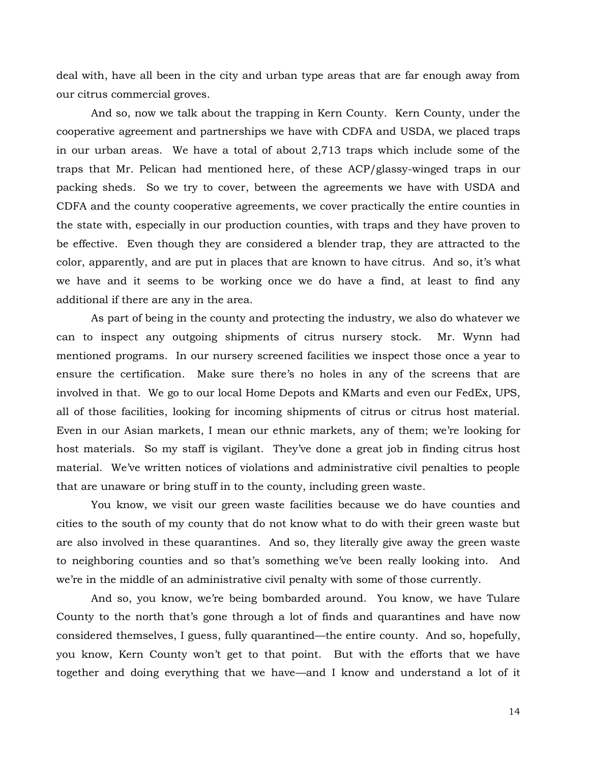deal with, have all been in the city and urban type areas that are far enough away from our citrus commercial groves.

And so, now we talk about the trapping in Kern County. Kern County, under the cooperative agreement and partnerships we have with CDFA and USDA, we placed traps in our urban areas. We have a total of about 2,713 traps which include some of the traps that Mr. Pelican had mentioned here, of these ACP/glassy-winged traps in our packing sheds. So we try to cover, between the agreements we have with USDA and CDFA and the county cooperative agreements, we cover practically the entire counties in the state with, especially in our production counties, with traps and they have proven to be effective. Even though they are considered a blender trap, they are attracted to the color, apparently, and are put in places that are known to have citrus. And so, it's what we have and it seems to be working once we do have a find, at least to find any additional if there are any in the area.

As part of being in the county and protecting the industry, we also do whatever we can to inspect any outgoing shipments of citrus nursery stock. Mr. Wynn had mentioned programs. In our nursery screened facilities we inspect those once a year to ensure the certification. Make sure there's no holes in any of the screens that are involved in that. We go to our local Home Depots and KMarts and even our FedEx, UPS, all of those facilities, looking for incoming shipments of citrus or citrus host material. Even in our Asian markets, I mean our ethnic markets, any of them; we're looking for host materials. So my staff is vigilant. They've done a great job in finding citrus host material. We've written notices of violations and administrative civil penalties to people that are unaware or bring stuff in to the county, including green waste.

You know, we visit our green waste facilities because we do have counties and cities to the south of my county that do not know what to do with their green waste but are also involved in these quarantines. And so, they literally give away the green waste to neighboring counties and so that's something we've been really looking into. And we're in the middle of an administrative civil penalty with some of those currently.

And so, you know, we're being bombarded around. You know, we have Tulare County to the north that's gone through a lot of finds and quarantines and have now considered themselves, I guess, fully quarantined—the entire county. And so, hopefully, you know, Kern County won't get to that point. But with the efforts that we have together and doing everything that we have—and I know and understand a lot of it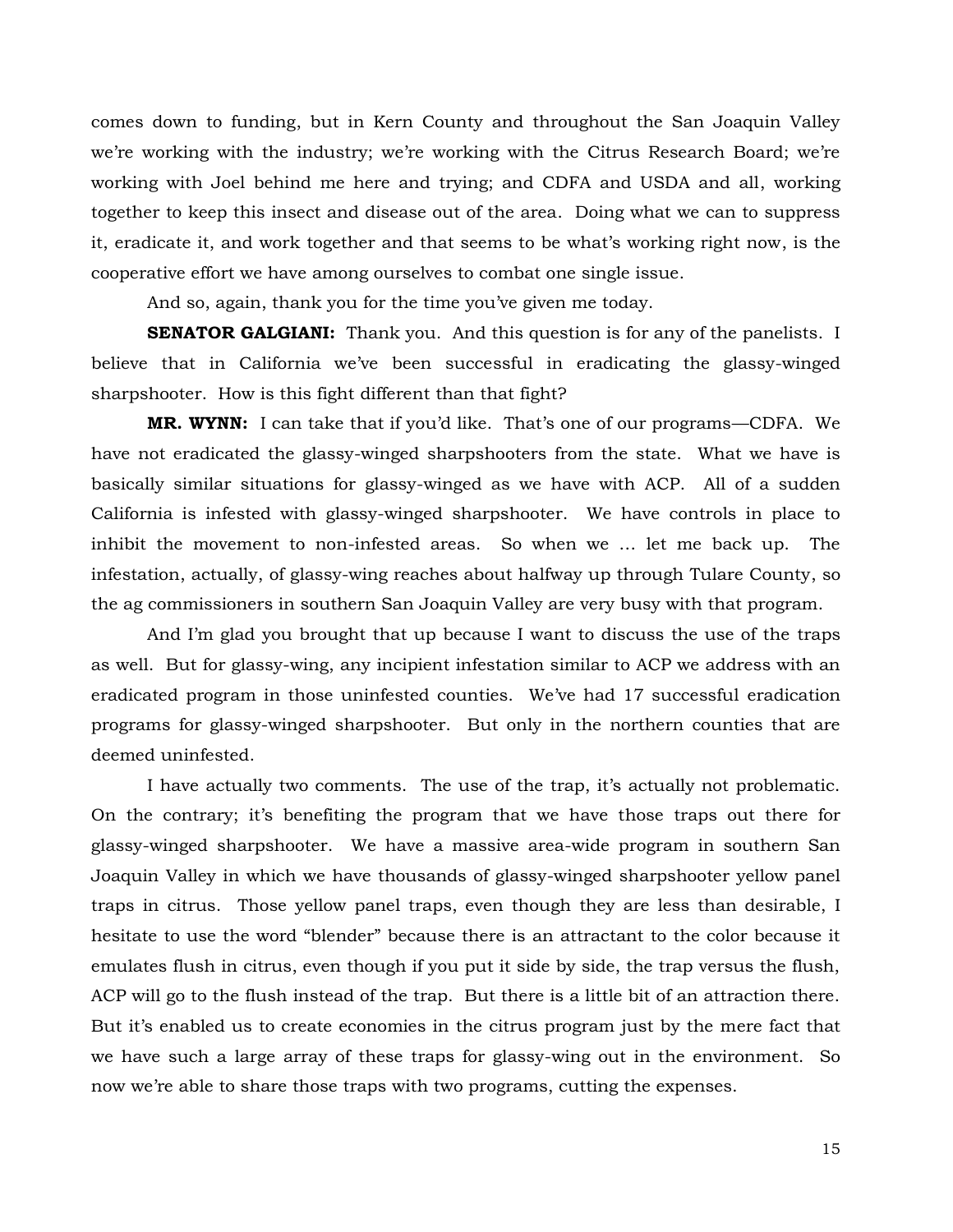comes down to funding, but in Kern County and throughout the San Joaquin Valley we're working with the industry; we're working with the Citrus Research Board; we're working with Joel behind me here and trying; and CDFA and USDA and all, working together to keep this insect and disease out of the area. Doing what we can to suppress it, eradicate it, and work together and that seems to be what's working right now, is the cooperative effort we have among ourselves to combat one single issue.

And so, again, thank you for the time you've given me today.

**SENATOR GALGIANI:** Thank you. And this question is for any of the panelists. I believe that in California we've been successful in eradicating the glassy-winged sharpshooter. How is this fight different than that fight?

**MR. WYNN:** I can take that if you'd like. That's one of our programs—CDFA. We have not eradicated the glassy-winged sharpshooters from the state. What we have is basically similar situations for glassy-winged as we have with ACP. All of a sudden California is infested with glassy-winged sharpshooter. We have controls in place to inhibit the movement to non-infested areas. So when we … let me back up. The infestation, actually, of glassy-wing reaches about halfway up through Tulare County, so the ag commissioners in southern San Joaquin Valley are very busy with that program.

And I'm glad you brought that up because I want to discuss the use of the traps as well. But for glassy-wing, any incipient infestation similar to ACP we address with an eradicated program in those uninfested counties. We've had 17 successful eradication programs for glassy-winged sharpshooter. But only in the northern counties that are deemed uninfested.

I have actually two comments. The use of the trap, it's actually not problematic. On the contrary; it's benefiting the program that we have those traps out there for glassy-winged sharpshooter. We have a massive area-wide program in southern San Joaquin Valley in which we have thousands of glassy-winged sharpshooter yellow panel traps in citrus. Those yellow panel traps, even though they are less than desirable, I hesitate to use the word "blender" because there is an attractant to the color because it emulates flush in citrus, even though if you put it side by side, the trap versus the flush, ACP will go to the flush instead of the trap. But there is a little bit of an attraction there. But it's enabled us to create economies in the citrus program just by the mere fact that we have such a large array of these traps for glassy-wing out in the environment. So now we're able to share those traps with two programs, cutting the expenses.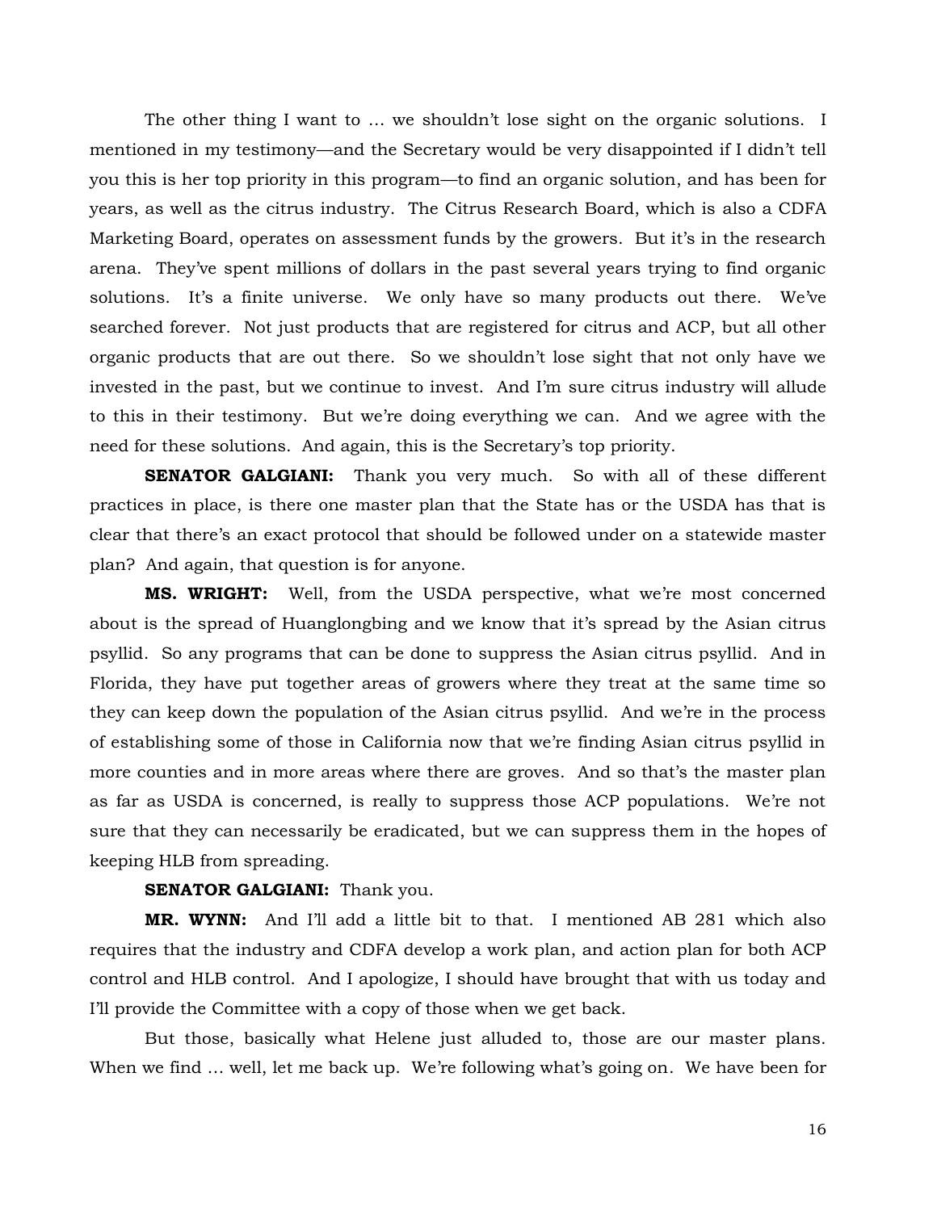The other thing I want to … we shouldn't lose sight on the organic solutions. I mentioned in my testimony—and the Secretary would be very disappointed if I didn't tell you this is her top priority in this program—to find an organic solution, and has been for years, as well as the citrus industry. The Citrus Research Board, which is also a CDFA Marketing Board, operates on assessment funds by the growers. But it's in the research arena. They've spent millions of dollars in the past several years trying to find organic solutions. It's a finite universe. We only have so many products out there. We've searched forever. Not just products that are registered for citrus and ACP, but all other organic products that are out there. So we shouldn't lose sight that not only have we invested in the past, but we continue to invest. And I'm sure citrus industry will allude to this in their testimony. But we're doing everything we can. And we agree with the need for these solutions. And again, this is the Secretary's top priority.

**SENATOR GALGIANI:** Thank you very much. So with all of these different practices in place, is there one master plan that the State has or the USDA has that is clear that there's an exact protocol that should be followed under on a statewide master plan? And again, that question is for anyone.

**MS. WRIGHT:** Well, from the USDA perspective, what we're most concerned about is the spread of Huanglongbing and we know that it's spread by the Asian citrus psyllid. So any programs that can be done to suppress the Asian citrus psyllid. And in Florida, they have put together areas of growers where they treat at the same time so they can keep down the population of the Asian citrus psyllid. And we're in the process of establishing some of those in California now that we're finding Asian citrus psyllid in more counties and in more areas where there are groves. And so that's the master plan as far as USDA is concerned, is really to suppress those ACP populations. We're not sure that they can necessarily be eradicated, but we can suppress them in the hopes of keeping HLB from spreading.

**SENATOR GALGIANI:** Thank you.

**MR. WYNN:** And I'll add a little bit to that. I mentioned AB 281 which also requires that the industry and CDFA develop a work plan, and action plan for both ACP control and HLB control. And I apologize, I should have brought that with us today and I'll provide the Committee with a copy of those when we get back.

But those, basically what Helene just alluded to, those are our master plans. When we find … well, let me back up. We're following what's going on. We have been for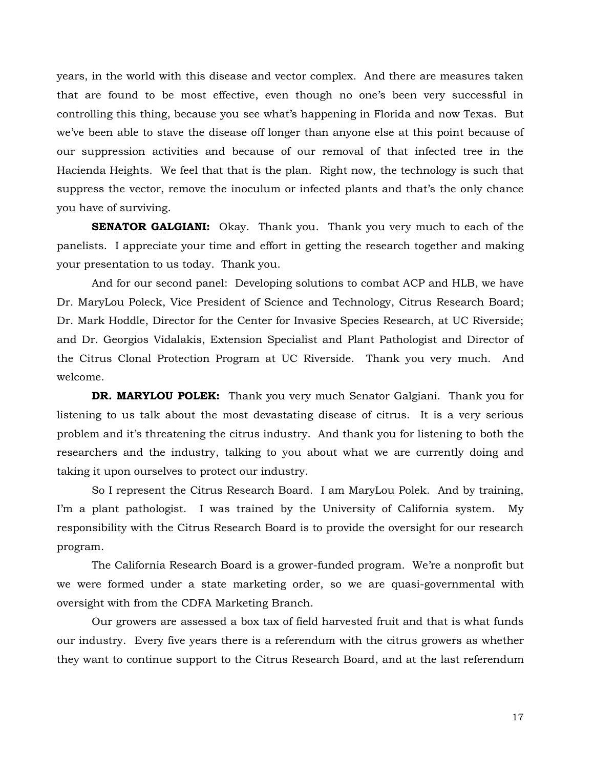years, in the world with this disease and vector complex. And there are measures taken that are found to be most effective, even though no one's been very successful in controlling this thing, because you see what's happening in Florida and now Texas. But we've been able to stave the disease off longer than anyone else at this point because of our suppression activities and because of our removal of that infected tree in the Hacienda Heights. We feel that that is the plan. Right now, the technology is such that suppress the vector, remove the inoculum or infected plants and that's the only chance you have of surviving.

**SENATOR GALGIANI:** Okay. Thank you. Thank you very much to each of the panelists. I appreciate your time and effort in getting the research together and making your presentation to us today. Thank you.

And for our second panel: Developing solutions to combat ACP and HLB, we have Dr. MaryLou Poleck, Vice President of Science and Technology, Citrus Research Board; Dr. Mark Hoddle, Director for the Center for Invasive Species Research, at UC Riverside; and Dr. Georgios Vidalakis, Extension Specialist and Plant Pathologist and Director of the Citrus Clonal Protection Program at UC Riverside. Thank you very much. And welcome.

**DR. MARYLOU POLEK:** Thank you very much Senator Galgiani. Thank you for listening to us talk about the most devastating disease of citrus. It is a very serious problem and it's threatening the citrus industry. And thank you for listening to both the researchers and the industry, talking to you about what we are currently doing and taking it upon ourselves to protect our industry.

So I represent the Citrus Research Board. I am MaryLou Polek. And by training, I'm a plant pathologist. I was trained by the University of California system. My responsibility with the Citrus Research Board is to provide the oversight for our research program.

The California Research Board is a grower-funded program. We're a nonprofit but we were formed under a state marketing order, so we are quasi-governmental with oversight with from the CDFA Marketing Branch.

Our growers are assessed a box tax of field harvested fruit and that is what funds our industry. Every five years there is a referendum with the citrus growers as whether they want to continue support to the Citrus Research Board, and at the last referendum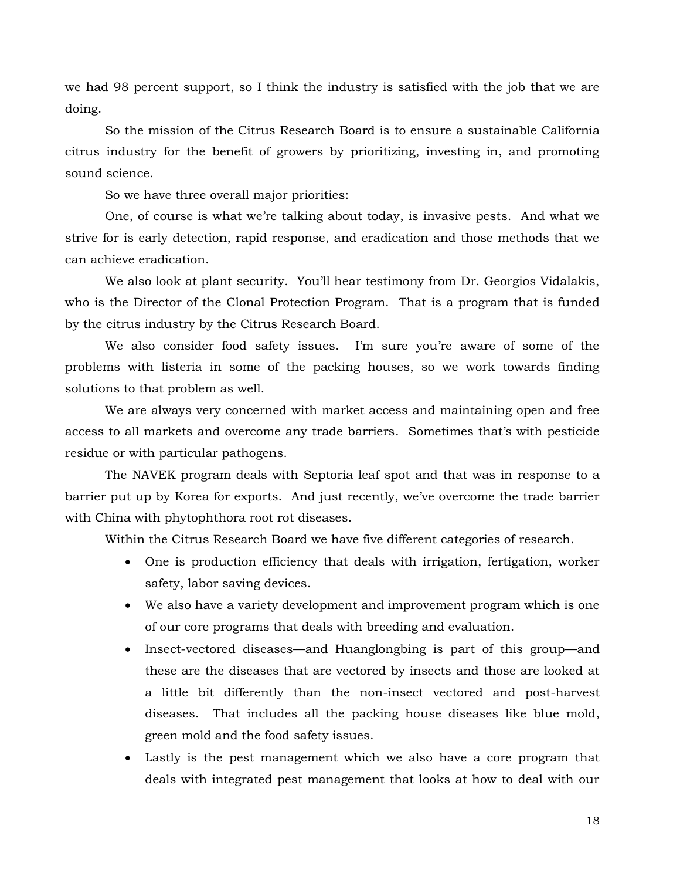we had 98 percent support, so I think the industry is satisfied with the job that we are doing.

So the mission of the Citrus Research Board is to ensure a sustainable California citrus industry for the benefit of growers by prioritizing, investing in, and promoting sound science.

So we have three overall major priorities:

One, of course is what we're talking about today, is invasive pests. And what we strive for is early detection, rapid response, and eradication and those methods that we can achieve eradication.

We also look at plant security. You'll hear testimony from Dr. Georgios Vidalakis, who is the Director of the Clonal Protection Program. That is a program that is funded by the citrus industry by the Citrus Research Board.

We also consider food safety issues. I'm sure you're aware of some of the problems with listeria in some of the packing houses, so we work towards finding solutions to that problem as well.

We are always very concerned with market access and maintaining open and free access to all markets and overcome any trade barriers. Sometimes that's with pesticide residue or with particular pathogens.

The NAVEK program deals with Septoria leaf spot and that was in response to a barrier put up by Korea for exports. And just recently, we've overcome the trade barrier with China with phytophthora root rot diseases.

Within the Citrus Research Board we have five different categories of research.

- One is production efficiency that deals with irrigation, fertigation, worker safety, labor saving devices.
- We also have a variety development and improvement program which is one of our core programs that deals with breeding and evaluation.
- Insect-vectored diseases—and Huanglongbing is part of this group—and these are the diseases that are vectored by insects and those are looked at a little bit differently than the non-insect vectored and post-harvest diseases. That includes all the packing house diseases like blue mold, green mold and the food safety issues.
- Lastly is the pest management which we also have a core program that deals with integrated pest management that looks at how to deal with our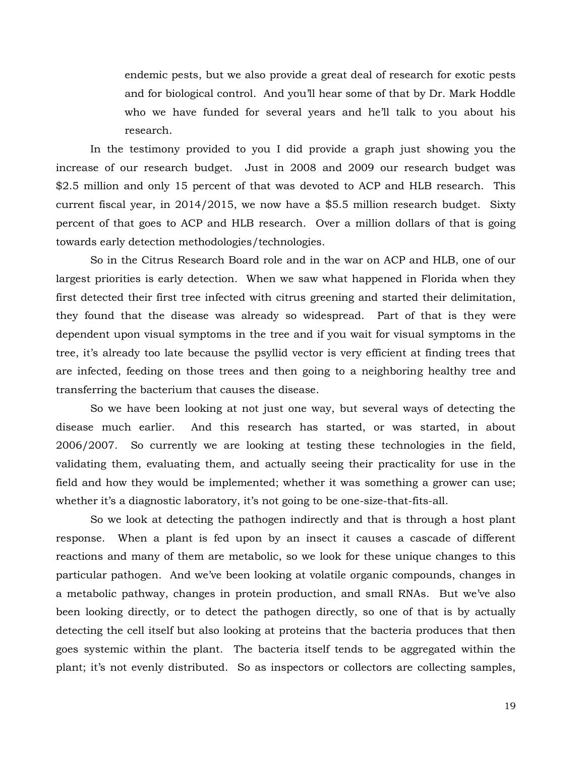endemic pests, but we also provide a great deal of research for exotic pests and for biological control. And you'll hear some of that by Dr. Mark Hoddle who we have funded for several years and he'll talk to you about his research.

In the testimony provided to you I did provide a graph just showing you the increase of our research budget. Just in 2008 and 2009 our research budget was $2.5 million and only 15 percent of that was devoted to ACP and HLB research. This current fiscal year, in 2014/2015, we now have a $5.5 million research budget. Sixty percent of that goes to ACP and HLB research. Over a million dollars of that is going towards early detection methodologies/technologies.

So in the Citrus Research Board role and in the war on ACP and HLB, one of our largest priorities is early detection. When we saw what happened in Florida when they first detected their first tree infected with citrus greening and started their delimitation, they found that the disease was already so widespread. Part of that is they were dependent upon visual symptoms in the tree and if you wait for visual symptoms in the tree, it's already too late because the psyllid vector is very efficient at finding trees that are infected, feeding on those trees and then going to a neighboring healthy tree and transferring the bacterium that causes the disease.

So we have been looking at not just one way, but several ways of detecting the disease much earlier. And this research has started, or was started, in about 2006/2007. So currently we are looking at testing these technologies in the field, validating them, evaluating them, and actually seeing their practicality for use in the field and how they would be implemented; whether it was something a grower can use; whether it's a diagnostic laboratory, it's not going to be one-size-that-fits-all.

So we look at detecting the pathogen indirectly and that is through a host plant response. When a plant is fed upon by an insect it causes a cascade of different reactions and many of them are metabolic, so we look for these unique changes to this particular pathogen. And we've been looking at volatile organic compounds, changes in a metabolic pathway, changes in protein production, and small RNAs. But we've also been looking directly, or to detect the pathogen directly, so one of that is by actually detecting the cell itself but also looking at proteins that the bacteria produces that then goes systemic within the plant. The bacteria itself tends to be aggregated within the plant; it's not evenly distributed. So as inspectors or collectors are collecting samples,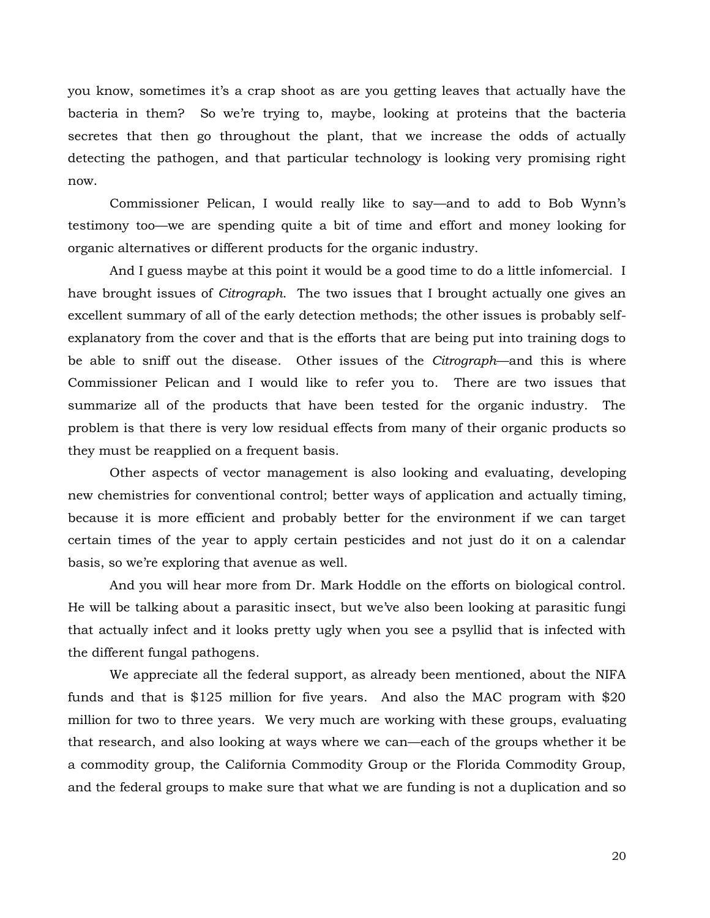you know, sometimes it's a crap shoot as are you getting leaves that actually have the bacteria in them? So we're trying to, maybe, looking at proteins that the bacteria secretes that then go throughout the plant, that we increase the odds of actually detecting the pathogen, and that particular technology is looking very promising right now.

Commissioner Pelican, I would really like to say—and to add to Bob Wynn's testimony too—we are spending quite a bit of time and effort and money looking for organic alternatives or different products for the organic industry.

And I guess maybe at this point it would be a good time to do a little infomercial. I have brought issues of *Citrograph*. The two issues that I brought actually one gives an excellent summary of all of the early detection methods; the other issues is probably self-explanatory from the cover and that is the efforts that are being put into training dogs to be able to sniff out the disease. Other issues of the *Citrograph*—and this is where Commissioner Pelican and I would like to refer you to. There are two issues that summarize all of the products that have been tested for the organic industry. The problem is that there is very low residual effects from many of their organic products so they must be reapplied on a frequent basis.

Other aspects of vector management is also looking and evaluating, developing new chemistries for conventional control; better ways of application and actually timing, because it is more efficient and probably better for the environment if we can target certain times of the year to apply certain pesticides and not just do it on a calendar basis, so we're exploring that avenue as well.

And you will hear more from Dr. Mark Hoddle on the efforts on biological control. He will be talking about a parasitic insect, but we've also been looking at parasitic fungi that actually infect and it looks pretty ugly when you see a psyllid that is infected with the different fungal pathogens.

We appreciate all the federal support, as already been mentioned, about the NIFA funds and that is $125 million for five years. And also the MAC program with $20 million for two to three years. We very much are working with these groups, evaluating that research, and also looking at ways where we can—each of the groups whether it be a commodity group, the California Commodity Group or the Florida Commodity Group, and the federal groups to make sure that what we are funding is not a duplication and so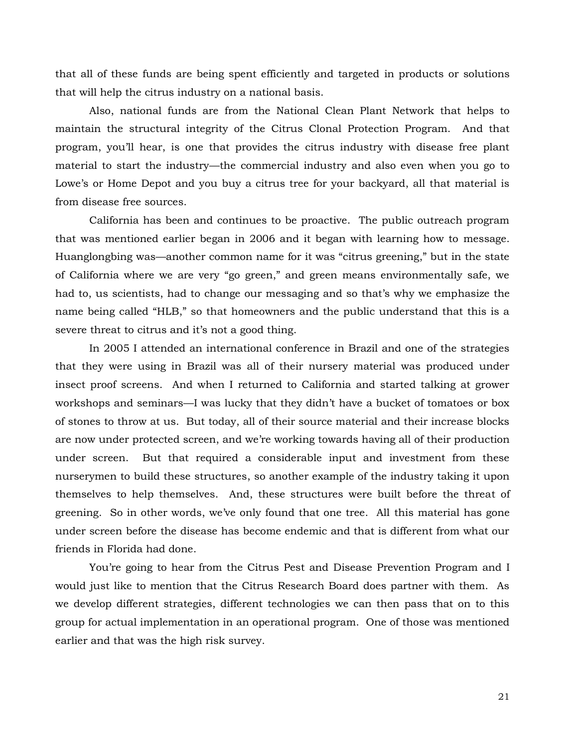that all of these funds are being spent efficiently and targeted in products or solutions that will help the citrus industry on a national basis.

Also, national funds are from the National Clean Plant Network that helps to maintain the structural integrity of the Citrus Clonal Protection Program. And that program, you'll hear, is one that provides the citrus industry with disease free plant material to start the industry—the commercial industry and also even when you go to Lowe's or Home Depot and you buy a citrus tree for your backyard, all that material is from disease free sources.

California has been and continues to be proactive. The public outreach program that was mentioned earlier began in 2006 and it began with learning how to message. Huanglongbing was—another common name for it was "citrus greening," but in the state of California where we are very "go green," and green means environmentally safe, we had to, us scientists, had to change our messaging and so that's why we emphasize the name being called "HLB," so that homeowners and the public understand that this is a severe threat to citrus and it's not a good thing.

In 2005 I attended an international conference in Brazil and one of the strategies that they were using in Brazil was all of their nursery material was produced under insect proof screens. And when I returned to California and started talking at grower workshops and seminars—I was lucky that they didn't have a bucket of tomatoes or box of stones to throw at us. But today, all of their source material and their increase blocks are now under protected screen, and we're working towards having all of their production under screen. But that required a considerable input and investment from these nurserymen to build these structures, so another example of the industry taking it upon themselves to help themselves. And, these structures were built before the threat of greening. So in other words, we've only found that one tree. All this material has gone under screen before the disease has become endemic and that is different from what our friends in Florida had done.

You're going to hear from the Citrus Pest and Disease Prevention Program and I would just like to mention that the Citrus Research Board does partner with them. As we develop different strategies, different technologies we can then pass that on to this group for actual implementation in an operational program. One of those was mentioned earlier and that was the high risk survey.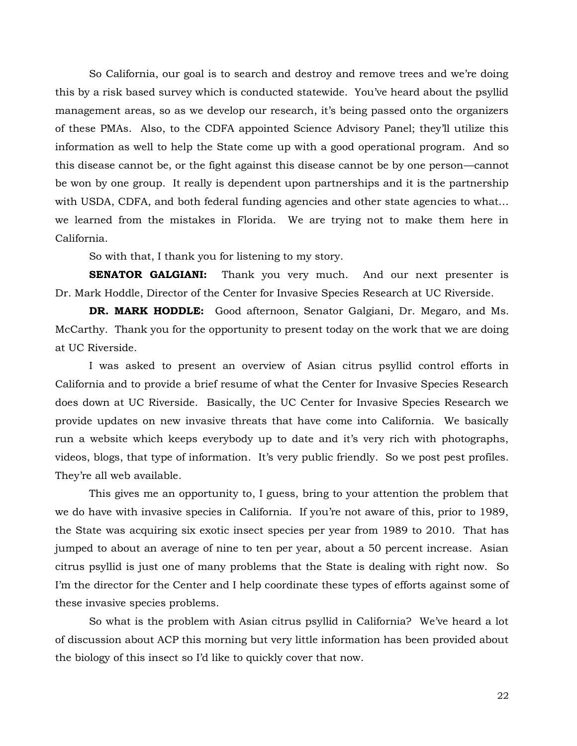So California, our goal is to search and destroy and remove trees and we're doing this by a risk based survey which is conducted statewide. You've heard about the psyllid management areas, so as we develop our research, it's being passed onto the organizers of these PMAs. Also, to the CDFA appointed Science Advisory Panel; they'll utilize this information as well to help the State come up with a good operational program. And so this disease cannot be, or the fight against this disease cannot be by one person—cannot be won by one group. It really is dependent upon partnerships and it is the partnership with USDA, CDFA, and both federal funding agencies and other state agencies to what… we learned from the mistakes in Florida. We are trying not to make them here in California.

So with that, I thank you for listening to my story.

**SENATOR GALGIANI:** Thank you very much. And our next presenter is Dr. Mark Hoddle, Director of the Center for Invasive Species Research at UC Riverside.

**DR. MARK HODDLE:** Good afternoon, Senator Galgiani, Dr. Megaro, and Ms. McCarthy. Thank you for the opportunity to present today on the work that we are doing at UC Riverside.

I was asked to present an overview of Asian citrus psyllid control efforts in California and to provide a brief resume of what the Center for Invasive Species Research does down at UC Riverside. Basically, the UC Center for Invasive Species Research we provide updates on new invasive threats that have come into California. We basically run a website which keeps everybody up to date and it's very rich with photographs, videos, blogs, that type of information. It's very public friendly. So we post pest profiles. They're all web available.

This gives me an opportunity to, I guess, bring to your attention the problem that we do have with invasive species in California. If you're not aware of this, prior to 1989, the State was acquiring six exotic insect species per year from 1989 to 2010. That has jumped to about an average of nine to ten per year, about a 50 percent increase. Asian citrus psyllid is just one of many problems that the State is dealing with right now. So I'm the director for the Center and I help coordinate these types of efforts against some of these invasive species problems.

So what is the problem with Asian citrus psyllid in California? We've heard a lot of discussion about ACP this morning but very little information has been provided about the biology of this insect so I'd like to quickly cover that now.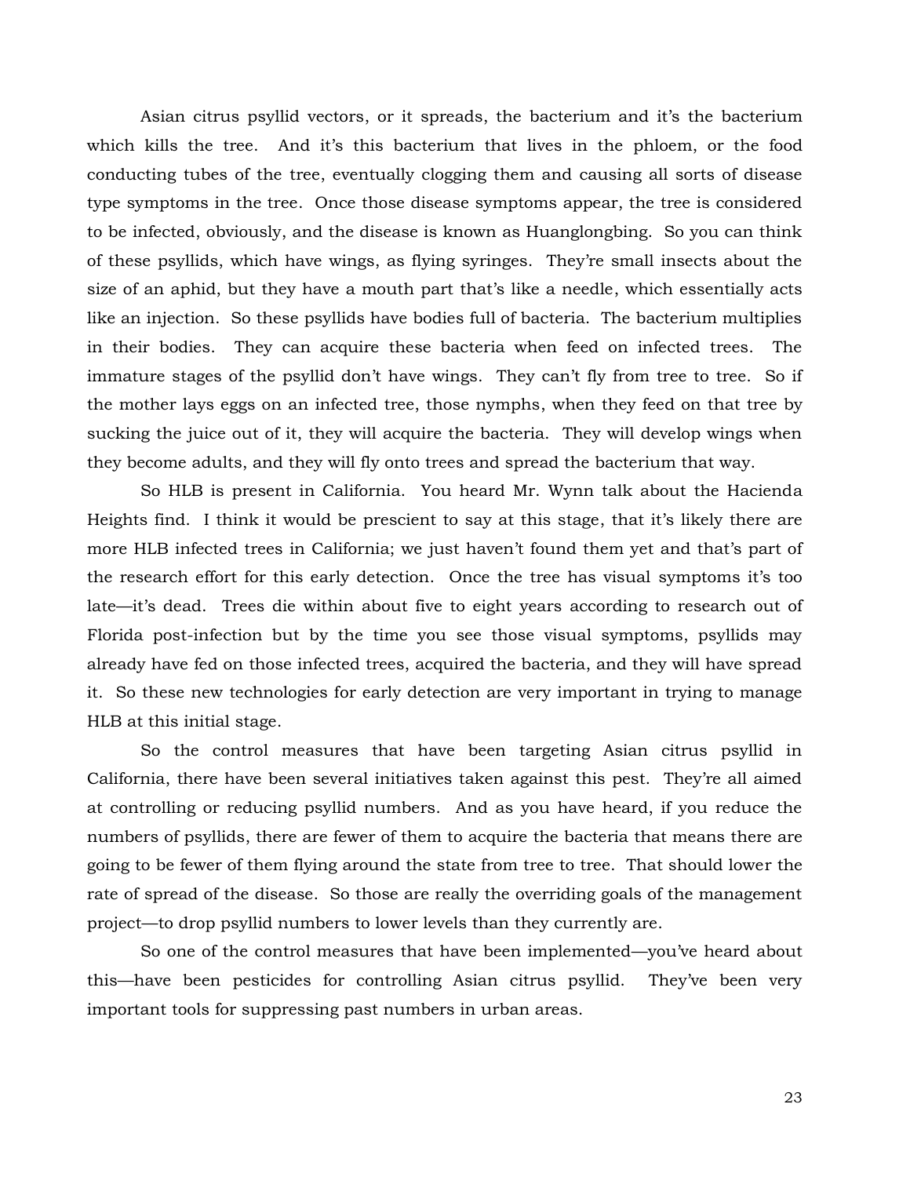Asian citrus psyllid vectors, or it spreads, the bacterium and it's the bacterium which kills the tree. And it's this bacterium that lives in the phloem, or the food conducting tubes of the tree, eventually clogging them and causing all sorts of disease type symptoms in the tree. Once those disease symptoms appear, the tree is considered to be infected, obviously, and the disease is known as Huanglongbing. So you can think of these psyllids, which have wings, as flying syringes. They're small insects about the size of an aphid, but they have a mouth part that's like a needle, which essentially acts like an injection. So these psyllids have bodies full of bacteria. The bacterium multiplies in their bodies. They can acquire these bacteria when feed on infected trees. The immature stages of the psyllid don't have wings. They can't fly from tree to tree. So if the mother lays eggs on an infected tree, those nymphs, when they feed on that tree by sucking the juice out of it, they will acquire the bacteria. They will develop wings when they become adults, and they will fly onto trees and spread the bacterium that way.

So HLB is present in California. You heard Mr. Wynn talk about the Hacienda Heights find. I think it would be prescient to say at this stage, that it's likely there are more HLB infected trees in California; we just haven't found them yet and that's part of the research effort for this early detection. Once the tree has visual symptoms it's too late—it's dead. Trees die within about five to eight years according to research out of Florida post-infection but by the time you see those visual symptoms, psyllids may already have fed on those infected trees, acquired the bacteria, and they will have spread it. So these new technologies for early detection are very important in trying to manage HLB at this initial stage.

So the control measures that have been targeting Asian citrus psyllid in California, there have been several initiatives taken against this pest. They're all aimed at controlling or reducing psyllid numbers. And as you have heard, if you reduce the numbers of psyllids, there are fewer of them to acquire the bacteria that means there are going to be fewer of them flying around the state from tree to tree. That should lower the rate of spread of the disease. So those are really the overriding goals of the management project—to drop psyllid numbers to lower levels than they currently are.

So one of the control measures that have been implemented—you've heard about this—have been pesticides for controlling Asian citrus psyllid. They've been very important tools for suppressing past numbers in urban areas.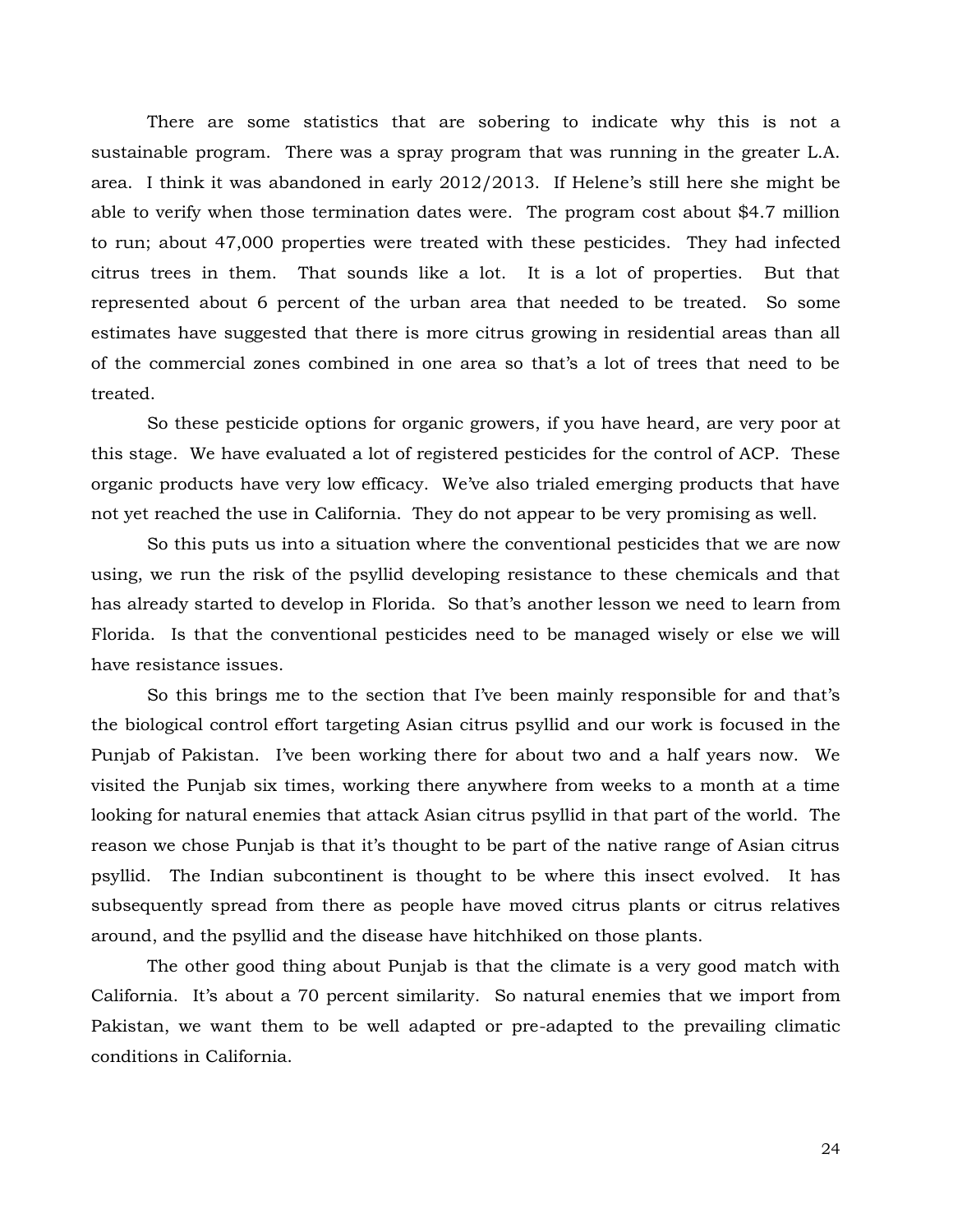There are some statistics that are sobering to indicate why this is not a sustainable program. There was a spray program that was running in the greater L.A. area. I think it was abandoned in early 2012/2013. If Helene's still here she might be able to verify when those termination dates were. The program cost about $4.7 million to run; about 47,000 properties were treated with these pesticides. They had infected citrus trees in them. That sounds like a lot. It is a lot of properties. But that represented about 6 percent of the urban area that needed to be treated. So some estimates have suggested that there is more citrus growing in residential areas than all of the commercial zones combined in one area so that's a lot of trees that need to be treated.

So these pesticide options for organic growers, if you have heard, are very poor at this stage. We have evaluated a lot of registered pesticides for the control of ACP. These organic products have very low efficacy. We've also trialed emerging products that have not yet reached the use in California. They do not appear to be very promising as well.

So this puts us into a situation where the conventional pesticides that we are now using, we run the risk of the psyllid developing resistance to these chemicals and that has already started to develop in Florida. So that's another lesson we need to learn from Florida. Is that the conventional pesticides need to be managed wisely or else we will have resistance issues.

So this brings me to the section that I've been mainly responsible for and that's the biological control effort targeting Asian citrus psyllid and our work is focused in the Punjab of Pakistan. I've been working there for about two and a half years now. We visited the Punjab six times, working there anywhere from weeks to a month at a time looking for natural enemies that attack Asian citrus psyllid in that part of the world. The reason we chose Punjab is that it's thought to be part of the native range of Asian citrus psyllid. The Indian subcontinent is thought to be where this insect evolved. It has subsequently spread from there as people have moved citrus plants or citrus relatives around, and the psyllid and the disease have hitchhiked on those plants.

The other good thing about Punjab is that the climate is a very good match with California. It's about a 70 percent similarity. So natural enemies that we import from Pakistan, we want them to be well adapted or pre-adapted to the prevailing climatic conditions in California.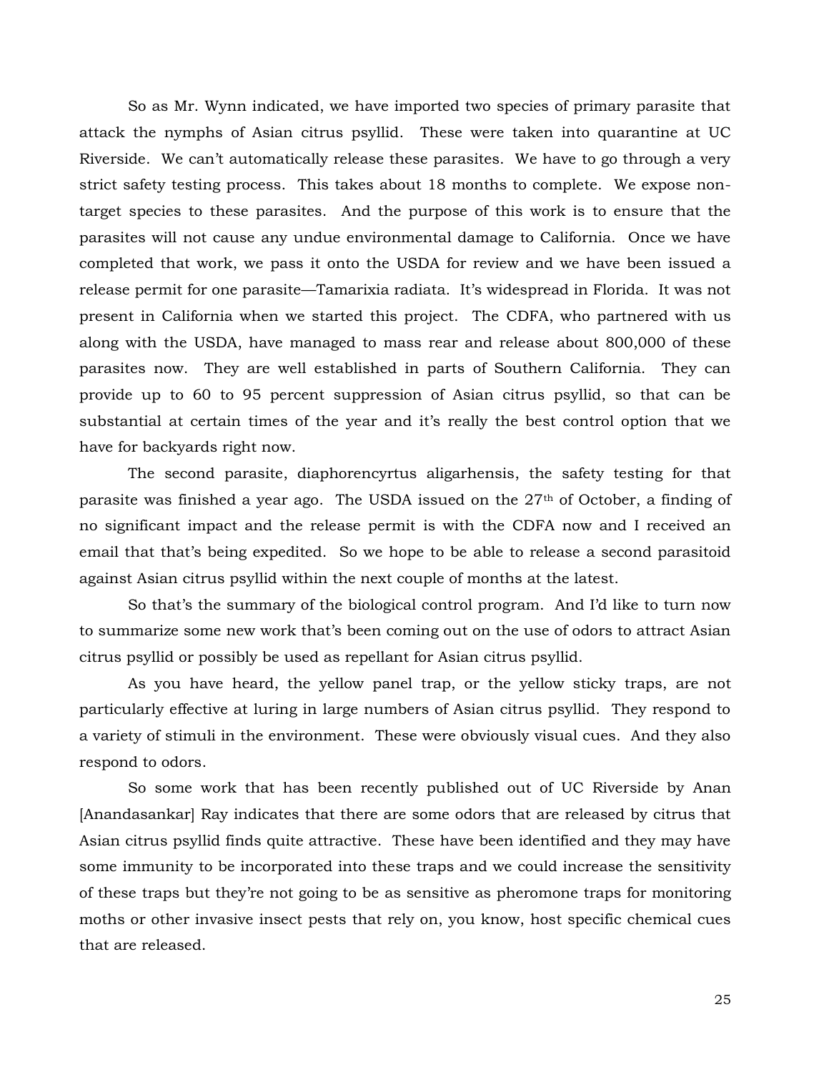So as Mr. Wynn indicated, we have imported two species of primary parasite that attack the nymphs of Asian citrus psyllid. These were taken into quarantine at UC Riverside. We can't automatically release these parasites. We have to go through a very strict safety testing process. This takes about 18 months to complete. We expose non-target species to these parasites. And the purpose of this work is to ensure that the parasites will not cause any undue environmental damage to California. Once we have completed that work, we pass it onto the USDA for review and we have been issued a release permit for one parasite—Tamarixia radiata. It's widespread in Florida. It was not present in California when we started this project. The CDFA, who partnered with us along with the USDA, have managed to mass rear and release about 800,000 of these parasites now. They are well established in parts of Southern California. They can provide up to 60 to 95 percent suppression of Asian citrus psyllid, so that can be substantial at certain times of the year and it's really the best control option that we have for backyards right now.

The second parasite, diaphorencyrtus aligarhensis, the safety testing for that parasite was finished a year ago. The USDA issued on the 27th of October, a finding of no significant impact and the release permit is with the CDFA now and I received an email that that's being expedited. So we hope to be able to release a second parasitoid against Asian citrus psyllid within the next couple of months at the latest.

So that's the summary of the biological control program. And I'd like to turn now to summarize some new work that's been coming out on the use of odors to attract Asian citrus psyllid or possibly be used as repellant for Asian citrus psyllid.

As you have heard, the yellow panel trap, or the yellow sticky traps, are not particularly effective at luring in large numbers of Asian citrus psyllid. They respond to a variety of stimuli in the environment. These were obviously visual cues. And they also respond to odors.

So some work that has been recently published out of UC Riverside by Anan [Anandasankar] Ray indicates that there are some odors that are released by citrus that Asian citrus psyllid finds quite attractive. These have been identified and they may have some immunity to be incorporated into these traps and we could increase the sensitivity of these traps but they're not going to be as sensitive as pheromone traps for monitoring moths or other invasive insect pests that rely on, you know, host specific chemical cues that are released.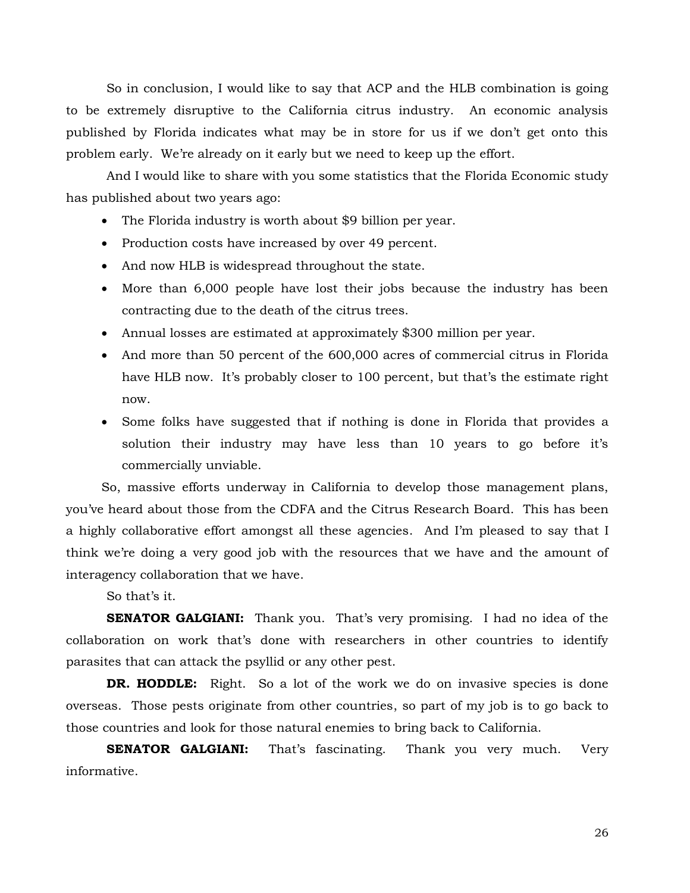So in conclusion, I would like to say that ACP and the HLB combination is going to be extremely disruptive to the California citrus industry. An economic analysis published by Florida indicates what may be in store for us if we don't get onto this problem early. We're already on it early but we need to keep up the effort.

And I would like to share with you some statistics that the Florida Economic study has published about two years ago:

- The Florida industry is worth about $9 billion per year.
- Production costs have increased by over 49 percent.
- And now HLB is widespread throughout the state.
- More than 6,000 people have lost their jobs because the industry has been contracting due to the death of the citrus trees.
- Annual losses are estimated at approximately $300 million per year.
- And more than 50 percent of the 600,000 acres of commercial citrus in Florida have HLB now. It's probably closer to 100 percent, but that's the estimate right now.
- Some folks have suggested that if nothing is done in Florida that provides a solution their industry may have less than 10 years to go before it's commercially unviable.

So, massive efforts underway in California to develop those management plans, you've heard about those from the CDFA and the Citrus Research Board. This has been a highly collaborative effort amongst all these agencies. And I'm pleased to say that I think we're doing a very good job with the resources that we have and the amount of interagency collaboration that we have.

So that's it.

**SENATOR GALGIANI:** Thank you. That's very promising. I had no idea of the collaboration on work that's done with researchers in other countries to identify parasites that can attack the psyllid or any other pest.

**DR. HODDLE:** Right. So a lot of the work we do on invasive species is done overseas. Those pests originate from other countries, so part of my job is to go back to those countries and look for those natural enemies to bring back to California.

**SENATOR GALGIANI:** That's fascinating. Thank you very much. Very informative.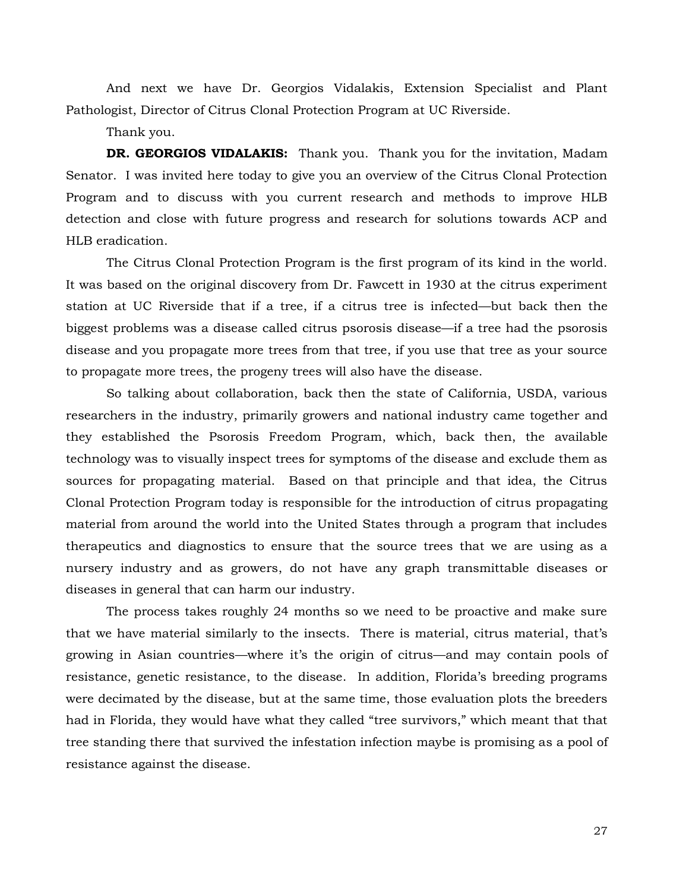And next we have Dr. Georgios Vidalakis, Extension Specialist and Plant Pathologist, Director of Citrus Clonal Protection Program at UC Riverside.

Thank you.

**DR. GEORGIOS VIDALAKIS:** Thank you. Thank you for the invitation, Madam Senator. I was invited here today to give you an overview of the Citrus Clonal Protection Program and to discuss with you current research and methods to improve HLB detection and close with future progress and research for solutions towards ACP and HLB eradication.

The Citrus Clonal Protection Program is the first program of its kind in the world. It was based on the original discovery from Dr. Fawcett in 1930 at the citrus experiment station at UC Riverside that if a tree, if a citrus tree is infected—but back then the biggest problems was a disease called citrus psorosis disease—if a tree had the psorosis disease and you propagate more trees from that tree, if you use that tree as your source to propagate more trees, the progeny trees will also have the disease.

So talking about collaboration, back then the state of California, USDA, various researchers in the industry, primarily growers and national industry came together and they established the Psorosis Freedom Program, which, back then, the available technology was to visually inspect trees for symptoms of the disease and exclude them as sources for propagating material. Based on that principle and that idea, the Citrus Clonal Protection Program today is responsible for the introduction of citrus propagating material from around the world into the United States through a program that includes therapeutics and diagnostics to ensure that the source trees that we are using as a nursery industry and as growers, do not have any graph transmittable diseases or diseases in general that can harm our industry.

The process takes roughly 24 months so we need to be proactive and make sure that we have material similarly to the insects. There is material, citrus material, that's growing in Asian countries—where it's the origin of citrus—and may contain pools of resistance, genetic resistance, to the disease. In addition, Florida's breeding programs were decimated by the disease, but at the same time, those evaluation plots the breeders had in Florida, they would have what they called "tree survivors," which meant that that tree standing there that survived the infestation infection maybe is promising as a pool of resistance against the disease.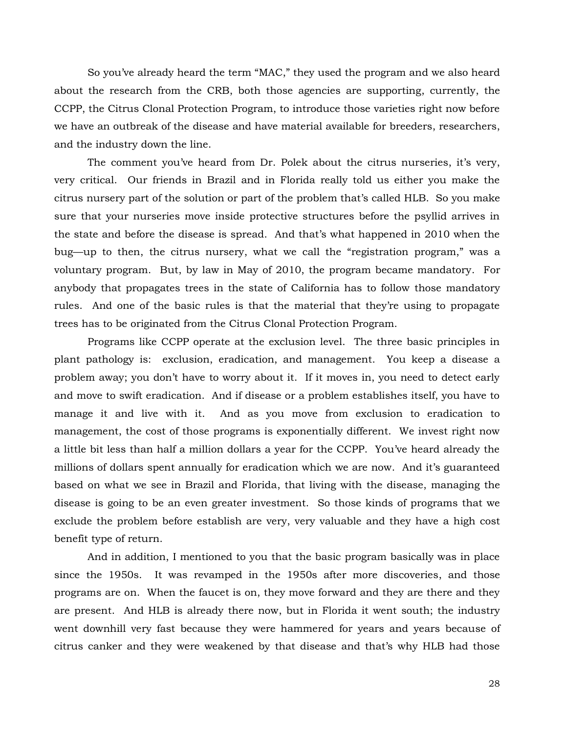So you've already heard the term "MAC," they used the program and we also heard about the research from the CRB, both those agencies are supporting, currently, the CCPP, the Citrus Clonal Protection Program, to introduce those varieties right now before we have an outbreak of the disease and have material available for breeders, researchers, and the industry down the line.

The comment you've heard from Dr. Polek about the citrus nurseries, it's very, very critical. Our friends in Brazil and in Florida really told us either you make the citrus nursery part of the solution or part of the problem that's called HLB. So you make sure that your nurseries move inside protective structures before the psyllid arrives in the state and before the disease is spread. And that's what happened in 2010 when the bug—up to then, the citrus nursery, what we call the "registration program," was a voluntary program. But, by law in May of 2010, the program became mandatory. For anybody that propagates trees in the state of California has to follow those mandatory rules. And one of the basic rules is that the material that they're using to propagate trees has to be originated from the Citrus Clonal Protection Program.

Programs like CCPP operate at the exclusion level. The three basic principles in plant pathology is: exclusion, eradication, and management. You keep a disease a problem away; you don't have to worry about it. If it moves in, you need to detect early and move to swift eradication. And if disease or a problem establishes itself, you have to manage it and live with it. And as you move from exclusion to eradication to management, the cost of those programs is exponentially different. We invest right now a little bit less than half a million dollars a year for the CCPP. You've heard already the millions of dollars spent annually for eradication which we are now. And it's guaranteed based on what we see in Brazil and Florida, that living with the disease, managing the disease is going to be an even greater investment. So those kinds of programs that we exclude the problem before establish are very, very valuable and they have a high cost benefit type of return.

And in addition, I mentioned to you that the basic program basically was in place since the 1950s. It was revamped in the 1950s after more discoveries, and those programs are on. When the faucet is on, they move forward and they are there and they are present. And HLB is already there now, but in Florida it went south; the industry went downhill very fast because they were hammered for years and years because of citrus canker and they were weakened by that disease and that's why HLB had those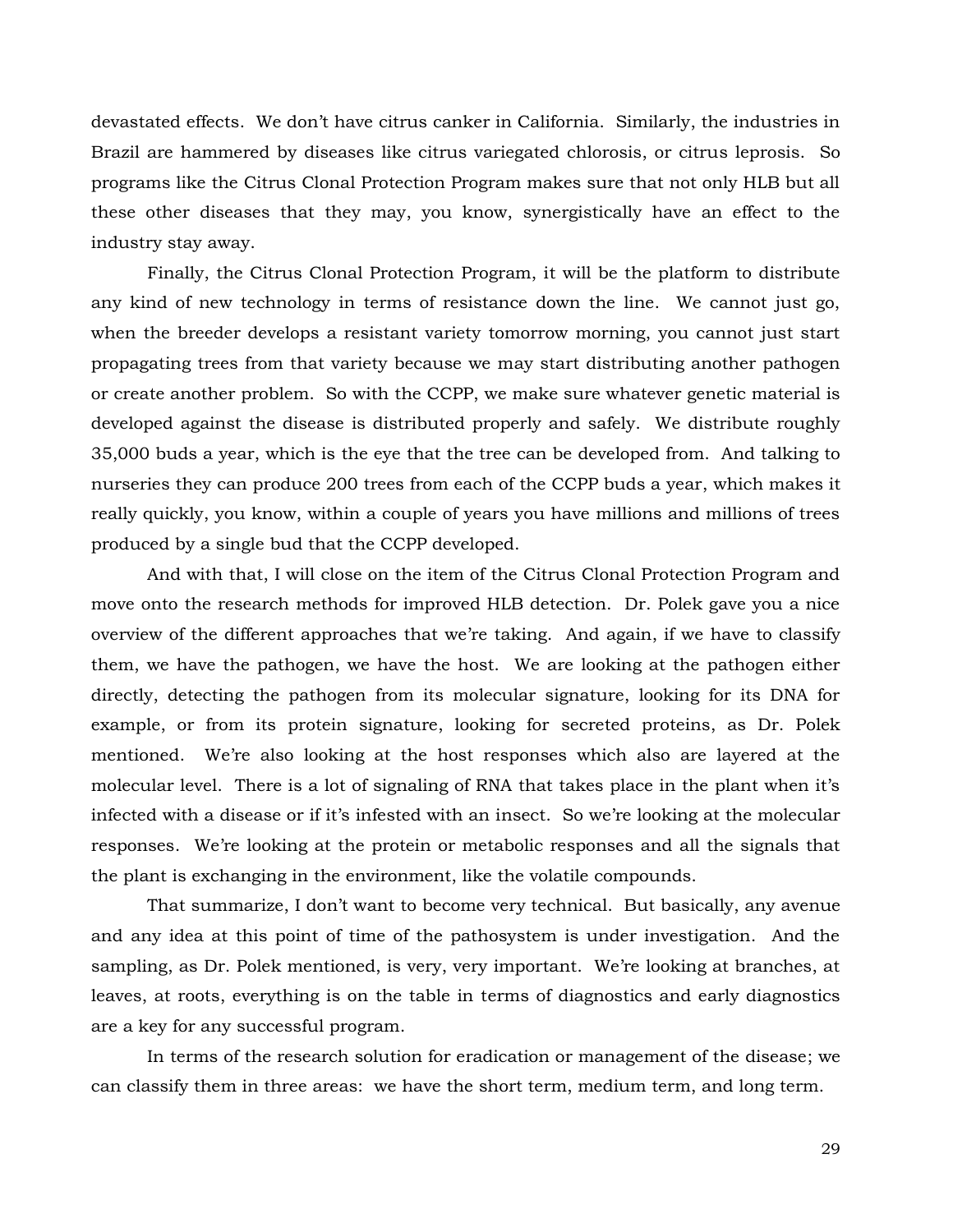devastated effects. We don't have citrus canker in California. Similarly, the industries in Brazil are hammered by diseases like citrus variegated chlorosis, or citrus leprosis. So programs like the Citrus Clonal Protection Program makes sure that not only HLB but all these other diseases that they may, you know, synergistically have an effect to the industry stay away.

Finally, the Citrus Clonal Protection Program, it will be the platform to distribute any kind of new technology in terms of resistance down the line. We cannot just go, when the breeder develops a resistant variety tomorrow morning, you cannot just start propagating trees from that variety because we may start distributing another pathogen or create another problem. So with the CCPP, we make sure whatever genetic material is developed against the disease is distributed properly and safely. We distribute roughly 35,000 buds a year, which is the eye that the tree can be developed from. And talking to nurseries they can produce 200 trees from each of the CCPP buds a year, which makes it really quickly, you know, within a couple of years you have millions and millions of trees produced by a single bud that the CCPP developed.

And with that, I will close on the item of the Citrus Clonal Protection Program and move onto the research methods for improved HLB detection. Dr. Polek gave you a nice overview of the different approaches that we're taking. And again, if we have to classify them, we have the pathogen, we have the host. We are looking at the pathogen either directly, detecting the pathogen from its molecular signature, looking for its DNA for example, or from its protein signature, looking for secreted proteins, as Dr. Polek mentioned. We're also looking at the host responses which also are layered at the molecular level. There is a lot of signaling of RNA that takes place in the plant when it's infected with a disease or if it's infested with an insect. So we're looking at the molecular responses. We're looking at the protein or metabolic responses and all the signals that the plant is exchanging in the environment, like the volatile compounds.

That summarize, I don't want to become very technical. But basically, any avenue and any idea at this point of time of the pathosystem is under investigation. And the sampling, as Dr. Polek mentioned, is very, very important. We're looking at branches, at leaves, at roots, everything is on the table in terms of diagnostics and early diagnostics are a key for any successful program.

In terms of the research solution for eradication or management of the disease; we can classify them in three areas: we have the short term, medium term, and long term.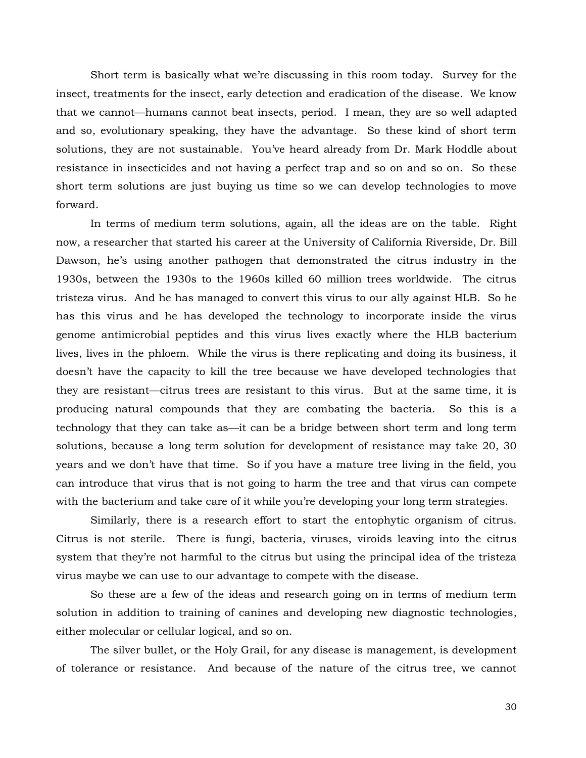Short term is basically what we're discussing in this room today. Survey for the insect, treatments for the insect, early detection and eradication of the disease. We know that we cannot—humans cannot beat insects, period. I mean, they are so well adapted and so, evolutionary speaking, they have the advantage. So these kind of short term solutions, they are not sustainable. You've heard already from Dr. Mark Hoddle about resistance in insecticides and not having a perfect trap and so on and so on. So these short term solutions are just buying us time so we can develop technologies to move forward.

In terms of medium term solutions, again, all the ideas are on the table. Right now, a researcher that started his career at the University of California Riverside, Dr. Bill Dawson, he's using another pathogen that demonstrated the citrus industry in the 1930s, between the 1930s to the 1960s killed 60 million trees worldwide. The citrus tristeza virus. And he has managed to convert this virus to our ally against HLB. So he has this virus and he has developed the technology to incorporate inside the virus genome antimicrobial peptides and this virus lives exactly where the HLB bacterium lives, lives in the phloem. While the virus is there replicating and doing its business, it doesn't have the capacity to kill the tree because we have developed technologies that they are resistant—citrus trees are resistant to this virus. But at the same time, it is producing natural compounds that they are combating the bacteria. So this is a technology that they can take as—it can be a bridge between short term and long term solutions, because a long term solution for development of resistance may take 20, 30 years and we don't have that time. So if you have a mature tree living in the field, you can introduce that virus that is not going to harm the tree and that virus can compete with the bacterium and take care of it while you're developing your long term strategies.

Similarly, there is a research effort to start the entophytic organism of citrus. Citrus is not sterile. There is fungi, bacteria, viruses, viroids leaving into the citrus system that they're not harmful to the citrus but using the principal idea of the tristeza virus maybe we can use to our advantage to compete with the disease.

So these are a few of the ideas and research going on in terms of medium term solution in addition to training of canines and developing new diagnostic technologies, either molecular or cellular logical, and so on.

The silver bullet, or the Holy Grail, for any disease is management, is development of tolerance or resistance. And because of the nature of the citrus tree, we cannot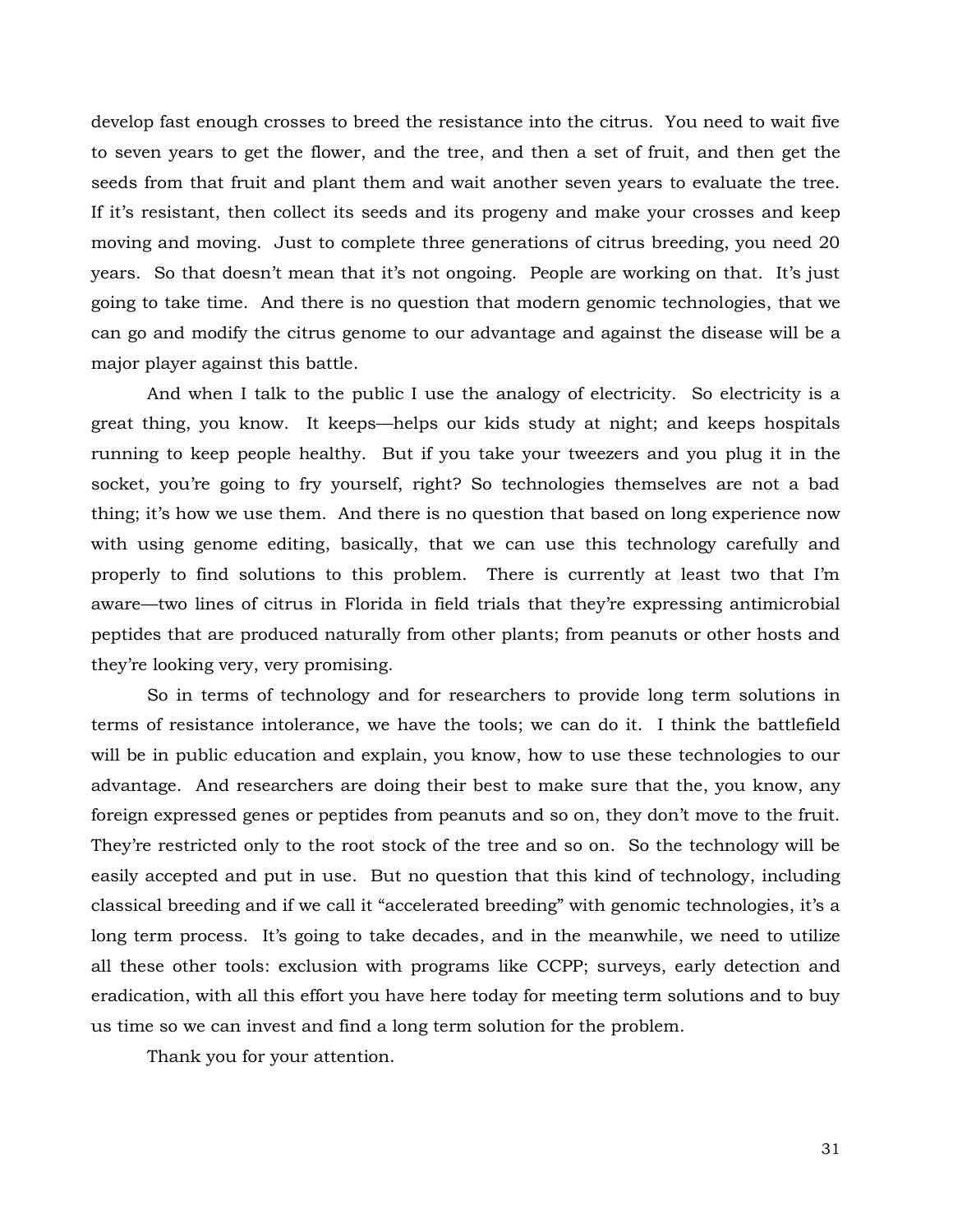develop fast enough crosses to breed the resistance into the citrus. You need to wait five to seven years to get the flower, and the tree, and then a set of fruit, and then get the seeds from that fruit and plant them and wait another seven years to evaluate the tree. If it's resistant, then collect its seeds and its progeny and make your crosses and keep moving and moving. Just to complete three generations of citrus breeding, you need 20 years. So that doesn't mean that it's not ongoing. People are working on that. It's just going to take time. And there is no question that modern genomic technologies, that we can go and modify the citrus genome to our advantage and against the disease will be a major player against this battle.

And when I talk to the public I use the analogy of electricity. So electricity is a great thing, you know. It keeps—helps our kids study at night; and keeps hospitals running to keep people healthy. But if you take your tweezers and you plug it in the socket, you're going to fry yourself, right? So technologies themselves are not a bad thing; it's how we use them. And there is no question that based on long experience now with using genome editing, basically, that we can use this technology carefully and properly to find solutions to this problem. There is currently at least two that I'm aware—two lines of citrus in Florida in field trials that they're expressing antimicrobial peptides that are produced naturally from other plants; from peanuts or other hosts and they're looking very, very promising.

So in terms of technology and for researchers to provide long term solutions in terms of resistance intolerance, we have the tools; we can do it. I think the battlefield will be in public education and explain, you know, how to use these technologies to our advantage. And researchers are doing their best to make sure that the, you know, any foreign expressed genes or peptides from peanuts and so on, they don't move to the fruit. They're restricted only to the root stock of the tree and so on. So the technology will be easily accepted and put in use. But no question that this kind of technology, including classical breeding and if we call it "accelerated breeding" with genomic technologies, it's a long term process. It's going to take decades, and in the meanwhile, we need to utilize all these other tools: exclusion with programs like CCPP; surveys, early detection and eradication, with all this effort you have here today for meeting term solutions and to buy us time so we can invest and find a long term solution for the problem.

Thank you for your attention.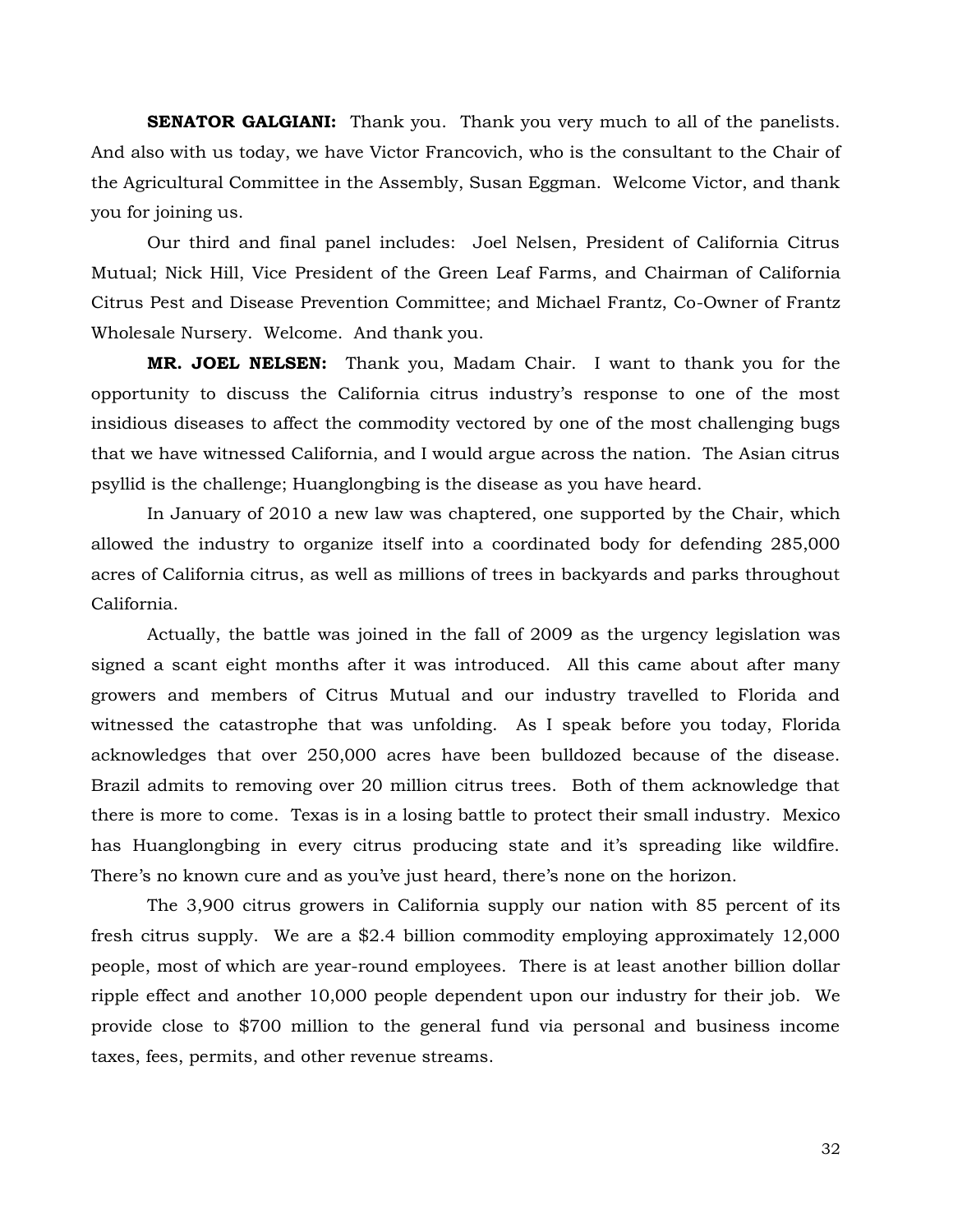**SENATOR GALGIANI:** Thank you. Thank you very much to all of the panelists. And also with us today, we have Victor Francovich, who is the consultant to the Chair of the Agricultural Committee in the Assembly, Susan Eggman. Welcome Victor, and thank you for joining us.

Our third and final panel includes: Joel Nelsen, President of California Citrus Mutual; Nick Hill, Vice President of the Green Leaf Farms, and Chairman of California Citrus Pest and Disease Prevention Committee; and Michael Frantz, Co-Owner of Frantz Wholesale Nursery. Welcome. And thank you.

**MR. JOEL NELSEN:** Thank you, Madam Chair. I want to thank you for the opportunity to discuss the California citrus industry's response to one of the most insidious diseases to affect the commodity vectored by one of the most challenging bugs that we have witnessed California, and I would argue across the nation. The Asian citrus psyllid is the challenge; Huanglongbing is the disease as you have heard.

In January of 2010 a new law was chaptered, one supported by the Chair, which allowed the industry to organize itself into a coordinated body for defending 285,000 acres of California citrus, as well as millions of trees in backyards and parks throughout California.

Actually, the battle was joined in the fall of 2009 as the urgency legislation was signed a scant eight months after it was introduced. All this came about after many growers and members of Citrus Mutual and our industry travelled to Florida and witnessed the catastrophe that was unfolding. As I speak before you today, Florida acknowledges that over 250,000 acres have been bulldozed because of the disease. Brazil admits to removing over 20 million citrus trees. Both of them acknowledge that there is more to come. Texas is in a losing battle to protect their small industry. Mexico has Huanglongbing in every citrus producing state and it's spreading like wildfire. There's no known cure and as you've just heard, there's none on the horizon.

The 3,900 citrus growers in California supply our nation with 85 percent of its fresh citrus supply. We are a $2.4 billion commodity employing approximately 12,000 people, most of which are year-round employees. There is at least another billion dollar ripple effect and another 10,000 people dependent upon our industry for their job. We provide close to $700 million to the general fund via personal and business income taxes, fees, permits, and other revenue streams.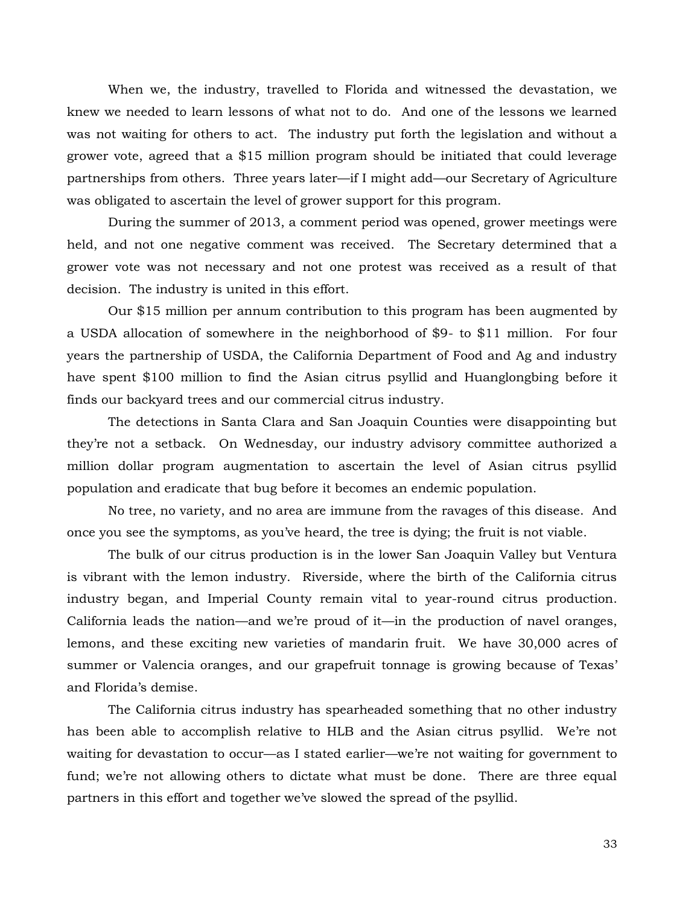When we, the industry, travelled to Florida and witnessed the devastation, we knew we needed to learn lessons of what not to do. And one of the lessons we learned was not waiting for others to act. The industry put forth the legislation and without a grower vote, agreed that a $15 million program should be initiated that could leverage partnerships from others. Three years later—if I might add—our Secretary of Agriculture was obligated to ascertain the level of grower support for this program.

During the summer of 2013, a comment period was opened, grower meetings were held, and not one negative comment was received. The Secretary determined that a grower vote was not necessary and not one protest was received as a result of that decision. The industry is united in this effort.

Our $15 million per annum contribution to this program has been augmented by a USDA allocation of somewhere in the neighborhood of $9- to $11 million. For four years the partnership of USDA, the California Department of Food and Ag and industry have spent $100 million to find the Asian citrus psyllid and Huanglongbing before it finds our backyard trees and our commercial citrus industry.

The detections in Santa Clara and San Joaquin Counties were disappointing but they're not a setback. On Wednesday, our industry advisory committee authorized a million dollar program augmentation to ascertain the level of Asian citrus psyllid population and eradicate that bug before it becomes an endemic population.

No tree, no variety, and no area are immune from the ravages of this disease. And once you see the symptoms, as you've heard, the tree is dying; the fruit is not viable.

The bulk of our citrus production is in the lower San Joaquin Valley but Ventura is vibrant with the lemon industry. Riverside, where the birth of the California citrus industry began, and Imperial County remain vital to year-round citrus production. California leads the nation—and we're proud of it—in the production of navel oranges, lemons, and these exciting new varieties of mandarin fruit. We have 30,000 acres of summer or Valencia oranges, and our grapefruit tonnage is growing because of Texas' and Florida's demise.

The California citrus industry has spearheaded something that no other industry has been able to accomplish relative to HLB and the Asian citrus psyllid. We're not waiting for devastation to occur—as I stated earlier—we're not waiting for government to fund; we're not allowing others to dictate what must be done. There are three equal partners in this effort and together we've slowed the spread of the psyllid.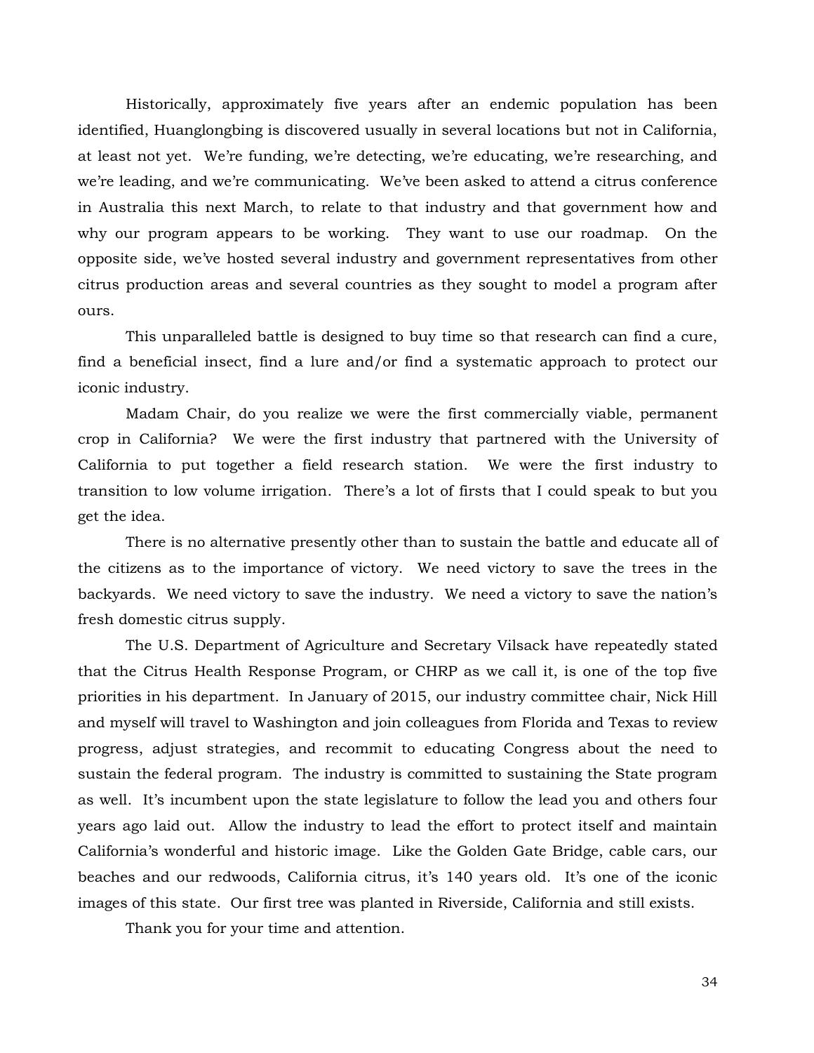Historically, approximately five years after an endemic population has been identified, Huanglongbing is discovered usually in several locations but not in California, at least not yet. We're funding, we're detecting, we're educating, we're researching, and we're leading, and we're communicating. We've been asked to attend a citrus conference in Australia this next March, to relate to that industry and that government how and why our program appears to be working. They want to use our roadmap. On the opposite side, we've hosted several industry and government representatives from other citrus production areas and several countries as they sought to model a program after ours.

This unparalleled battle is designed to buy time so that research can find a cure, find a beneficial insect, find a lure and/or find a systematic approach to protect our iconic industry.

Madam Chair, do you realize we were the first commercially viable, permanent crop in California? We were the first industry that partnered with the University of California to put together a field research station. We were the first industry to transition to low volume irrigation. There's a lot of firsts that I could speak to but you get the idea.

There is no alternative presently other than to sustain the battle and educate all of the citizens as to the importance of victory. We need victory to save the trees in the backyards. We need victory to save the industry. We need a victory to save the nation's fresh domestic citrus supply.

The U.S. Department of Agriculture and Secretary Vilsack have repeatedly stated that the Citrus Health Response Program, or CHRP as we call it, is one of the top five priorities in his department. In January of 2015, our industry committee chair, Nick Hill and myself will travel to Washington and join colleagues from Florida and Texas to review progress, adjust strategies, and recommit to educating Congress about the need to sustain the federal program. The industry is committed to sustaining the State program as well. It's incumbent upon the state legislature to follow the lead you and others four years ago laid out. Allow the industry to lead the effort to protect itself and maintain California's wonderful and historic image. Like the Golden Gate Bridge, cable cars, our beaches and our redwoods, California citrus, it's 140 years old. It's one of the iconic images of this state. Our first tree was planted in Riverside, California and still exists.

Thank you for your time and attention.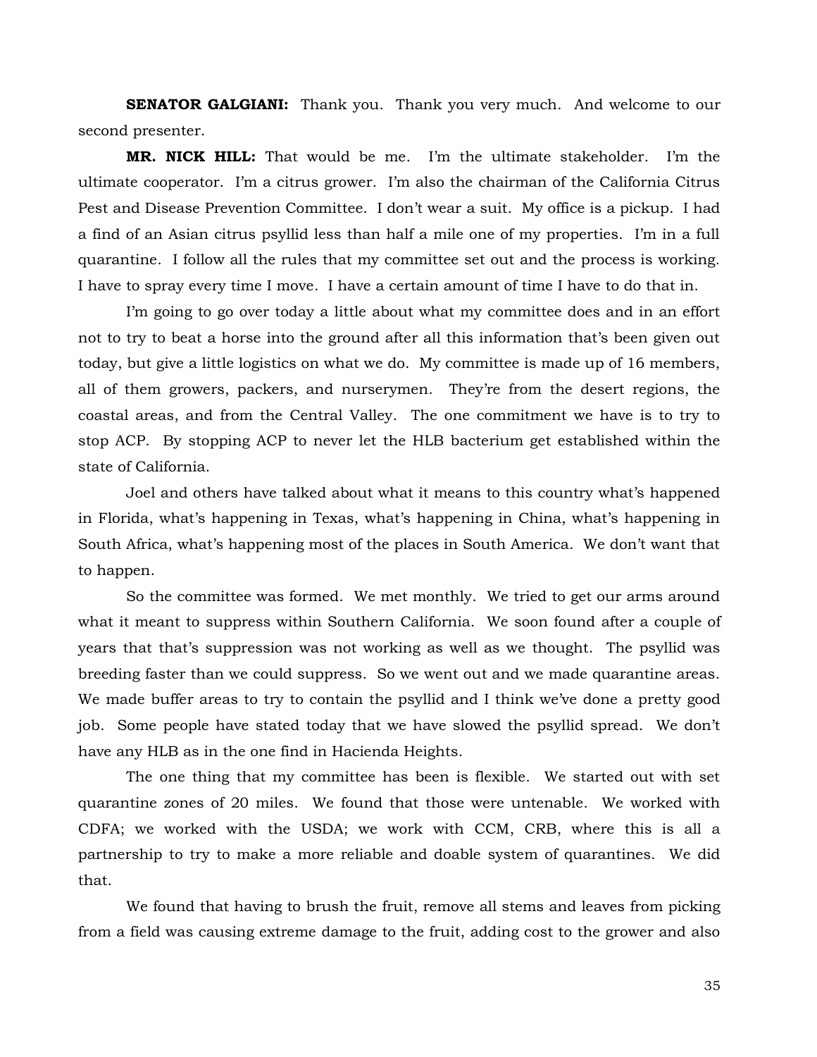**SENATOR GALGIANI:** Thank you. Thank you very much. And welcome to our second presenter.

**MR. NICK HILL:** That would be me. I'm the ultimate stakeholder. I'm the ultimate cooperator. I'm a citrus grower. I'm also the chairman of the California Citrus Pest and Disease Prevention Committee. I don't wear a suit. My office is a pickup. I had a find of an Asian citrus psyllid less than half a mile one of my properties. I'm in a full quarantine. I follow all the rules that my committee set out and the process is working. I have to spray every time I move. I have a certain amount of time I have to do that in.

I'm going to go over today a little about what my committee does and in an effort not to try to beat a horse into the ground after all this information that's been given out today, but give a little logistics on what we do. My committee is made up of 16 members, all of them growers, packers, and nurserymen. They're from the desert regions, the coastal areas, and from the Central Valley. The one commitment we have is to try to stop ACP. By stopping ACP to never let the HLB bacterium get established within the state of California.

Joel and others have talked about what it means to this country what's happened in Florida, what's happening in Texas, what's happening in China, what's happening in South Africa, what's happening most of the places in South America. We don't want that to happen.

So the committee was formed. We met monthly. We tried to get our arms around what it meant to suppress within Southern California. We soon found after a couple of years that that's suppression was not working as well as we thought. The psyllid was breeding faster than we could suppress. So we went out and we made quarantine areas. We made buffer areas to try to contain the psyllid and I think we've done a pretty good job. Some people have stated today that we have slowed the psyllid spread. We don't have any HLB as in the one find in Hacienda Heights.

The one thing that my committee has been is flexible. We started out with set quarantine zones of 20 miles. We found that those were untenable. We worked with CDFA; we worked with the USDA; we work with CCM, CRB, where this is all a partnership to try to make a more reliable and doable system of quarantines. We did that.

We found that having to brush the fruit, remove all stems and leaves from picking from a field was causing extreme damage to the fruit, adding cost to the grower and also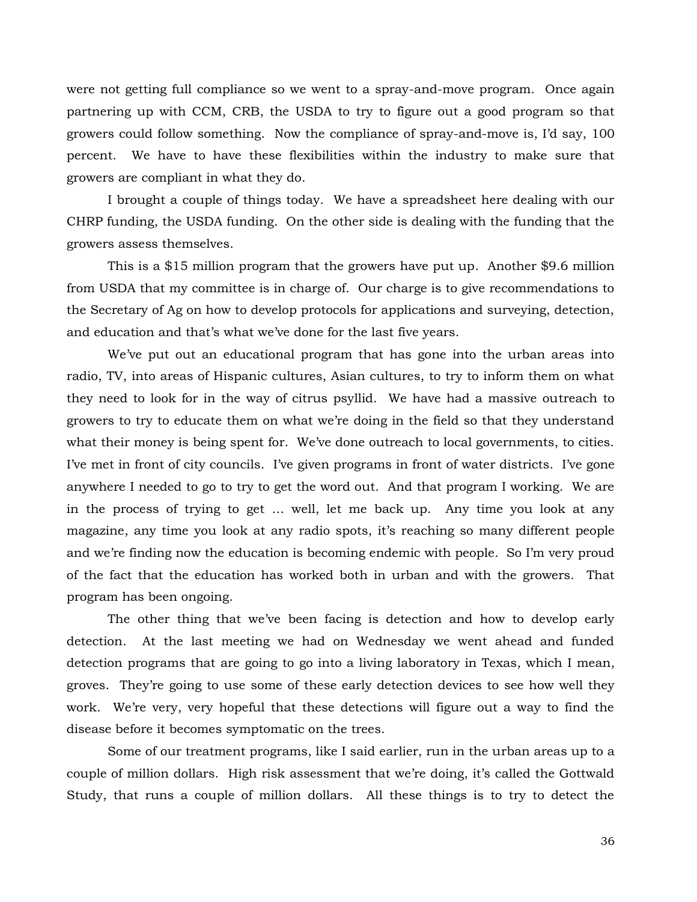were not getting full compliance so we went to a spray-and-move program. Once again partnering up with CCM, CRB, the USDA to try to figure out a good program so that growers could follow something. Now the compliance of spray-and-move is, I'd say, 100 percent. We have to have these flexibilities within the industry to make sure that growers are compliant in what they do.

I brought a couple of things today. We have a spreadsheet here dealing with our CHRP funding, the USDA funding. On the other side is dealing with the funding that the growers assess themselves.

This is a $15 million program that the growers have put up. Another $9.6 million from USDA that my committee is in charge of. Our charge is to give recommendations to the Secretary of Ag on how to develop protocols for applications and surveying, detection, and education and that's what we've done for the last five years.

We've put out an educational program that has gone into the urban areas into radio, TV, into areas of Hispanic cultures, Asian cultures, to try to inform them on what they need to look for in the way of citrus psyllid. We have had a massive outreach to growers to try to educate them on what we're doing in the field so that they understand what their money is being spent for. We've done outreach to local governments, to cities. I've met in front of city councils. I've given programs in front of water districts. I've gone anywhere I needed to go to try to get the word out. And that program I working. We are in the process of trying to get … well, let me back up. Any time you look at any magazine, any time you look at any radio spots, it's reaching so many different people and we're finding now the education is becoming endemic with people. So I'm very proud of the fact that the education has worked both in urban and with the growers. That program has been ongoing.

The other thing that we've been facing is detection and how to develop early detection. At the last meeting we had on Wednesday we went ahead and funded detection programs that are going to go into a living laboratory in Texas, which I mean, groves. They're going to use some of these early detection devices to see how well they work. We're very, very hopeful that these detections will figure out a way to find the disease before it becomes symptomatic on the trees.

Some of our treatment programs, like I said earlier, run in the urban areas up to a couple of million dollars. High risk assessment that we're doing, it's called the Gottwald Study, that runs a couple of million dollars. All these things is to try to detect the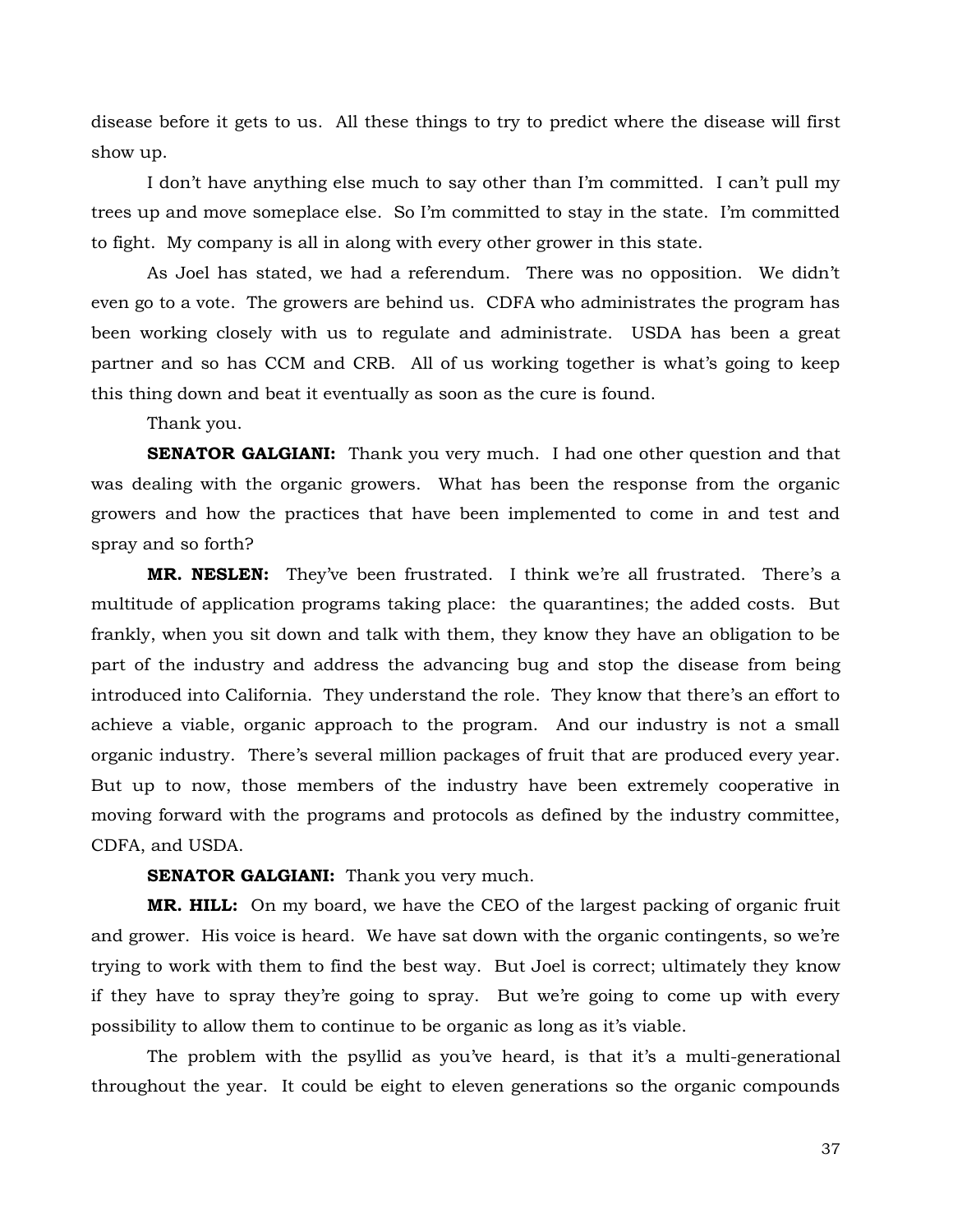disease before it gets to us. All these things to try to predict where the disease will first show up.

I don't have anything else much to say other than I'm committed. I can't pull my trees up and move someplace else. So I'm committed to stay in the state. I'm committed to fight. My company is all in along with every other grower in this state.

As Joel has stated, we had a referendum. There was no opposition. We didn't even go to a vote. The growers are behind us. CDFA who administrates the program has been working closely with us to regulate and administrate. USDA has been a great partner and so has CCM and CRB. All of us working together is what's going to keep this thing down and beat it eventually as soon as the cure is found.

Thank you.

**SENATOR GALGIANI:** Thank you very much. I had one other question and that was dealing with the organic growers. What has been the response from the organic growers and how the practices that have been implemented to come in and test and spray and so forth?

**MR. NESLEN:** They've been frustrated. I think we're all frustrated. There's a multitude of application programs taking place: the quarantines; the added costs. But frankly, when you sit down and talk with them, they know they have an obligation to be part of the industry and address the advancing bug and stop the disease from being introduced into California. They understand the role. They know that there's an effort to achieve a viable, organic approach to the program. And our industry is not a small organic industry. There's several million packages of fruit that are produced every year. But up to now, those members of the industry have been extremely cooperative in moving forward with the programs and protocols as defined by the industry committee, CDFA, and USDA.

**SENATOR GALGIANI:** Thank you very much.

**MR. HILL:** On my board, we have the CEO of the largest packing of organic fruit and grower. His voice is heard. We have sat down with the organic contingents, so we're trying to work with them to find the best way. But Joel is correct; ultimately they know if they have to spray they're going to spray. But we're going to come up with every possibility to allow them to continue to be organic as long as it's viable.

The problem with the psyllid as you've heard, is that it's a multi-generational throughout the year. It could be eight to eleven generations so the organic compounds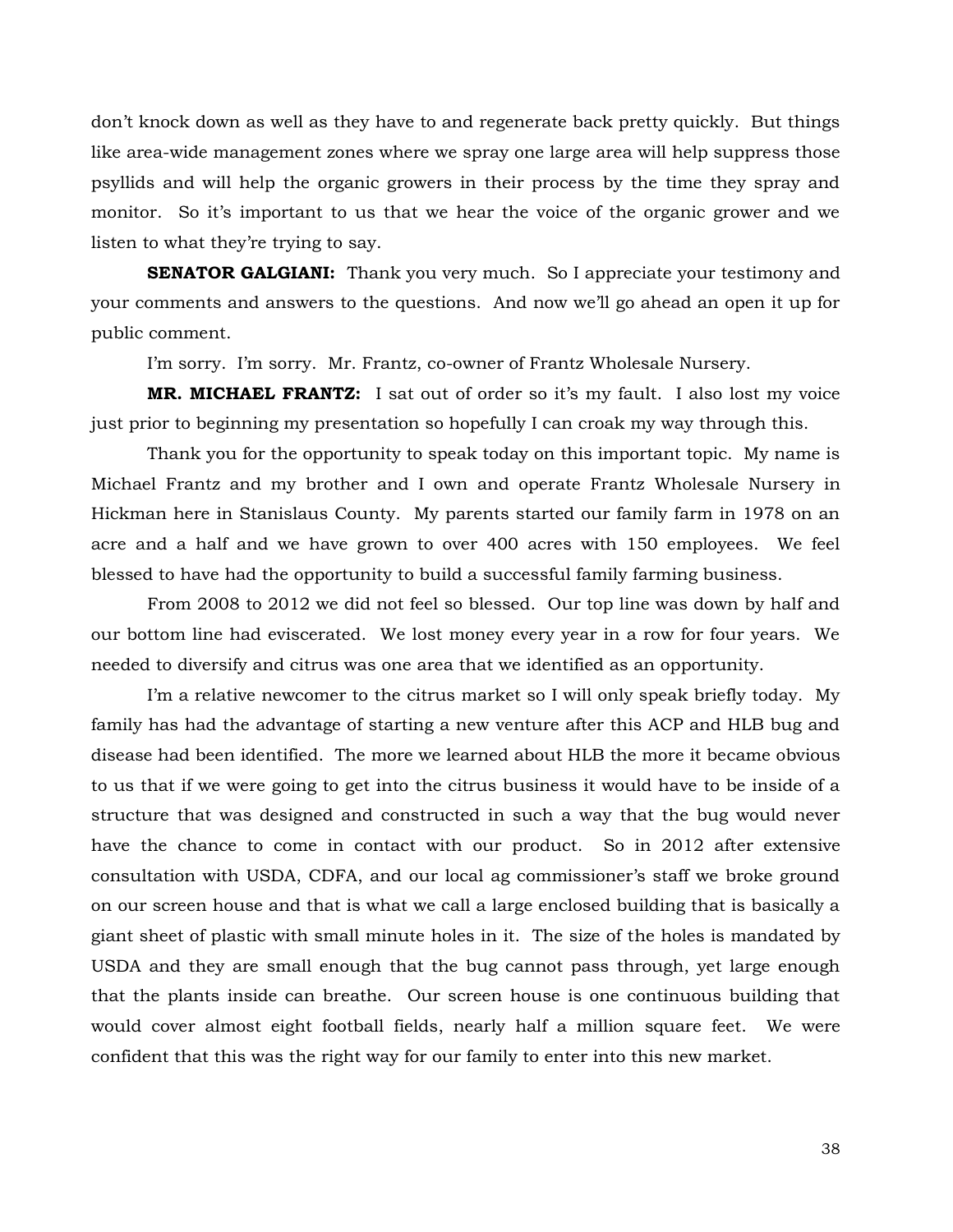don't knock down as well as they have to and regenerate back pretty quickly. But things like area-wide management zones where we spray one large area will help suppress those psyllids and will help the organic growers in their process by the time they spray and monitor. So it's important to us that we hear the voice of the organic grower and we listen to what they're trying to say.

**SENATOR GALGIANI:** Thank you very much. So I appreciate your testimony and your comments and answers to the questions. And now we'll go ahead an open it up for public comment.

I'm sorry. I'm sorry. Mr. Frantz, co-owner of Frantz Wholesale Nursery.

**MR. MICHAEL FRANTZ:** I sat out of order so it's my fault. I also lost my voice just prior to beginning my presentation so hopefully I can croak my way through this.

Thank you for the opportunity to speak today on this important topic. My name is Michael Frantz and my brother and I own and operate Frantz Wholesale Nursery in Hickman here in Stanislaus County. My parents started our family farm in 1978 on an acre and a half and we have grown to over 400 acres with 150 employees. We feel blessed to have had the opportunity to build a successful family farming business.

From 2008 to 2012 we did not feel so blessed. Our top line was down by half and our bottom line had eviscerated. We lost money every year in a row for four years. We needed to diversify and citrus was one area that we identified as an opportunity.

I'm a relative newcomer to the citrus market so I will only speak briefly today. My family has had the advantage of starting a new venture after this ACP and HLB bug and disease had been identified. The more we learned about HLB the more it became obvious to us that if we were going to get into the citrus business it would have to be inside of a structure that was designed and constructed in such a way that the bug would never have the chance to come in contact with our product. So in 2012 after extensive consultation with USDA, CDFA, and our local ag commissioner's staff we broke ground on our screen house and that is what we call a large enclosed building that is basically a giant sheet of plastic with small minute holes in it. The size of the holes is mandated by USDA and they are small enough that the bug cannot pass through, yet large enough that the plants inside can breathe. Our screen house is one continuous building that would cover almost eight football fields, nearly half a million square feet. We were confident that this was the right way for our family to enter into this new market.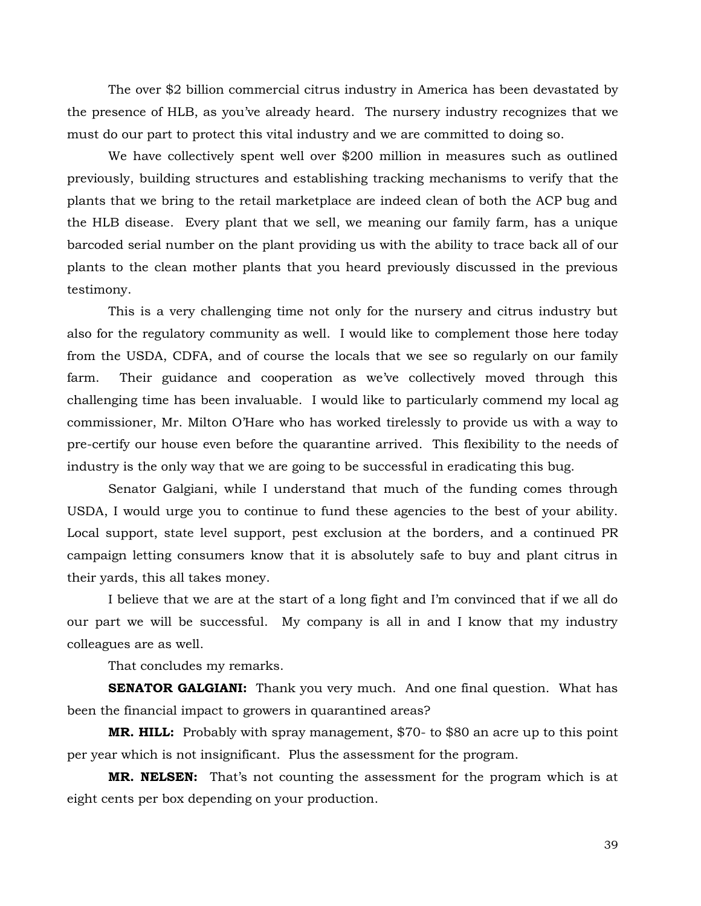The over $2 billion commercial citrus industry in America has been devastated by the presence of HLB, as you've already heard. The nursery industry recognizes that we must do our part to protect this vital industry and we are committed to doing so.

We have collectively spent well over $200 million in measures such as outlined previously, building structures and establishing tracking mechanisms to verify that the plants that we bring to the retail marketplace are indeed clean of both the ACP bug and the HLB disease. Every plant that we sell, we meaning our family farm, has a unique barcoded serial number on the plant providing us with the ability to trace back all of our plants to the clean mother plants that you heard previously discussed in the previous testimony.

This is a very challenging time not only for the nursery and citrus industry but also for the regulatory community as well. I would like to complement those here today from the USDA, CDFA, and of course the locals that we see so regularly on our family farm. Their guidance and cooperation as we've collectively moved through this challenging time has been invaluable. I would like to particularly commend my local ag commissioner, Mr. Milton O'Hare who has worked tirelessly to provide us with a way to pre-certify our house even before the quarantine arrived. This flexibility to the needs of industry is the only way that we are going to be successful in eradicating this bug.

Senator Galgiani, while I understand that much of the funding comes through USDA, I would urge you to continue to fund these agencies to the best of your ability. Local support, state level support, pest exclusion at the borders, and a continued PR campaign letting consumers know that it is absolutely safe to buy and plant citrus in their yards, this all takes money.

I believe that we are at the start of a long fight and I'm convinced that if we all do our part we will be successful. My company is all in and I know that my industry colleagues are as well.

That concludes my remarks.

**SENATOR GALGIANI:** Thank you very much. And one final question. What has been the financial impact to growers in quarantined areas?

**MR. HILL:** Probably with spray management, $70- to $80 an acre up to this point per year which is not insignificant. Plus the assessment for the program.

**MR. NELSEN:** That's not counting the assessment for the program which is at eight cents per box depending on your production.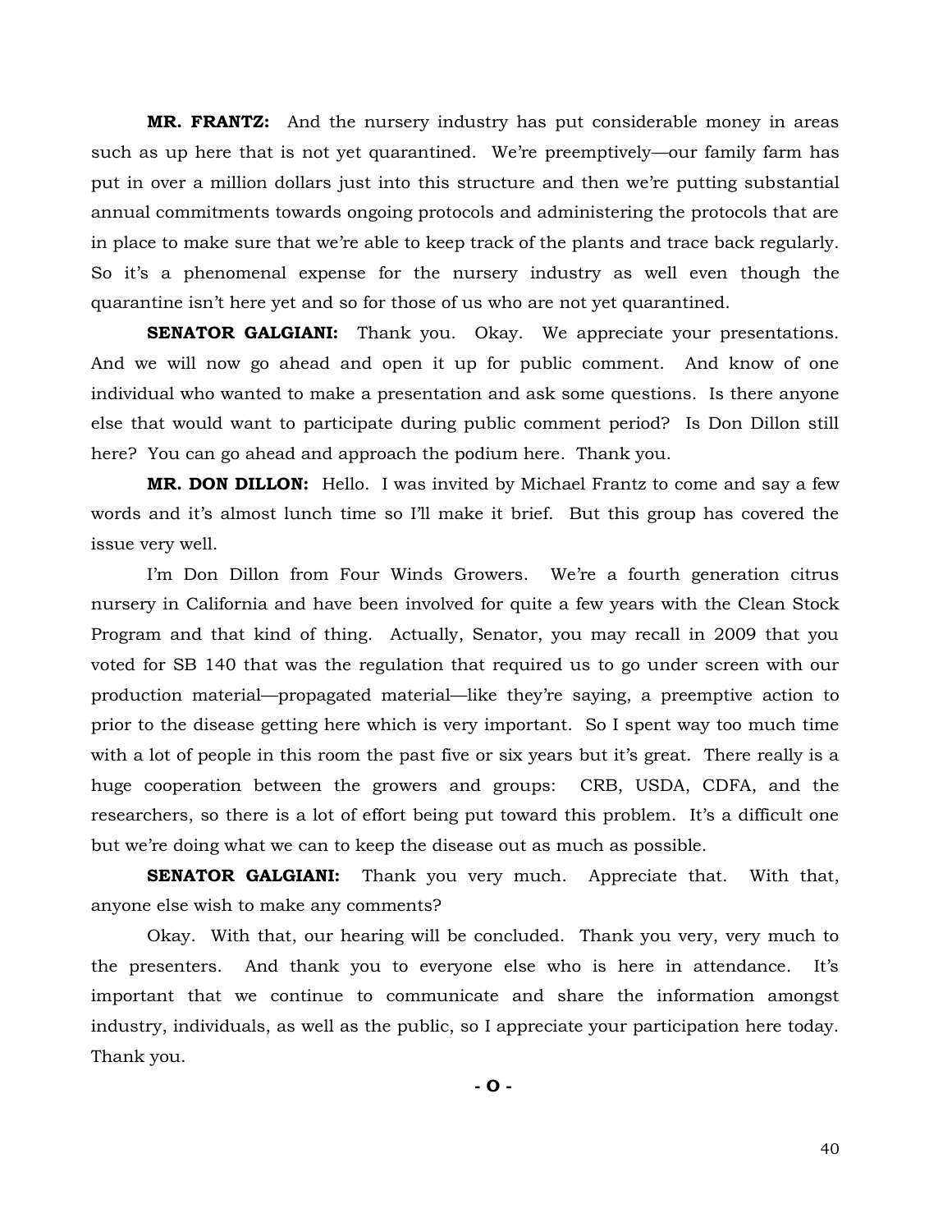**MR. FRANTZ:** And the nursery industry has put considerable money in areas such as up here that is not yet quarantined. We're preemptively—our family farm has put in over a million dollars just into this structure and then we're putting substantial annual commitments towards ongoing protocols and administering the protocols that are in place to make sure that we're able to keep track of the plants and trace back regularly. So it's a phenomenal expense for the nursery industry as well even though the quarantine isn't here yet and so for those of us who are not yet quarantined.

**SENATOR GALGIANI:** Thank you. Okay. We appreciate your presentations. And we will now go ahead and open it up for public comment. And know of one individual who wanted to make a presentation and ask some questions. Is there anyone else that would want to participate during public comment period? Is Don Dillon still here? You can go ahead and approach the podium here. Thank you.

**MR. DON DILLON:** Hello. I was invited by Michael Frantz to come and say a few words and it's almost lunch time so I'll make it brief. But this group has covered the issue very well.

I'm Don Dillon from Four Winds Growers. We're a fourth generation citrus nursery in California and have been involved for quite a few years with the Clean Stock Program and that kind of thing. Actually, Senator, you may recall in 2009 that you voted for SB 140 that was the regulation that required us to go under screen with our production material—propagated material—like they're saying, a preemptive action to prior to the disease getting here which is very important. So I spent way too much time with a lot of people in this room the past five or six years but it's great. There really is a huge cooperation between the growers and groups: CRB, USDA, CDFA, and the researchers, so there is a lot of effort being put toward this problem. It's a difficult one but we're doing what we can to keep the disease out as much as possible.

**SENATOR GALGIANI:** Thank you very much. Appreciate that. With that, anyone else wish to make any comments?

Okay. With that, our hearing will be concluded. Thank you very, very much to the presenters. And thank you to everyone else who is here in attendance. It's important that we continue to communicate and share the information amongst industry, individuals, as well as the public, so I appreciate your participation here today. Thank you.

**- O -**